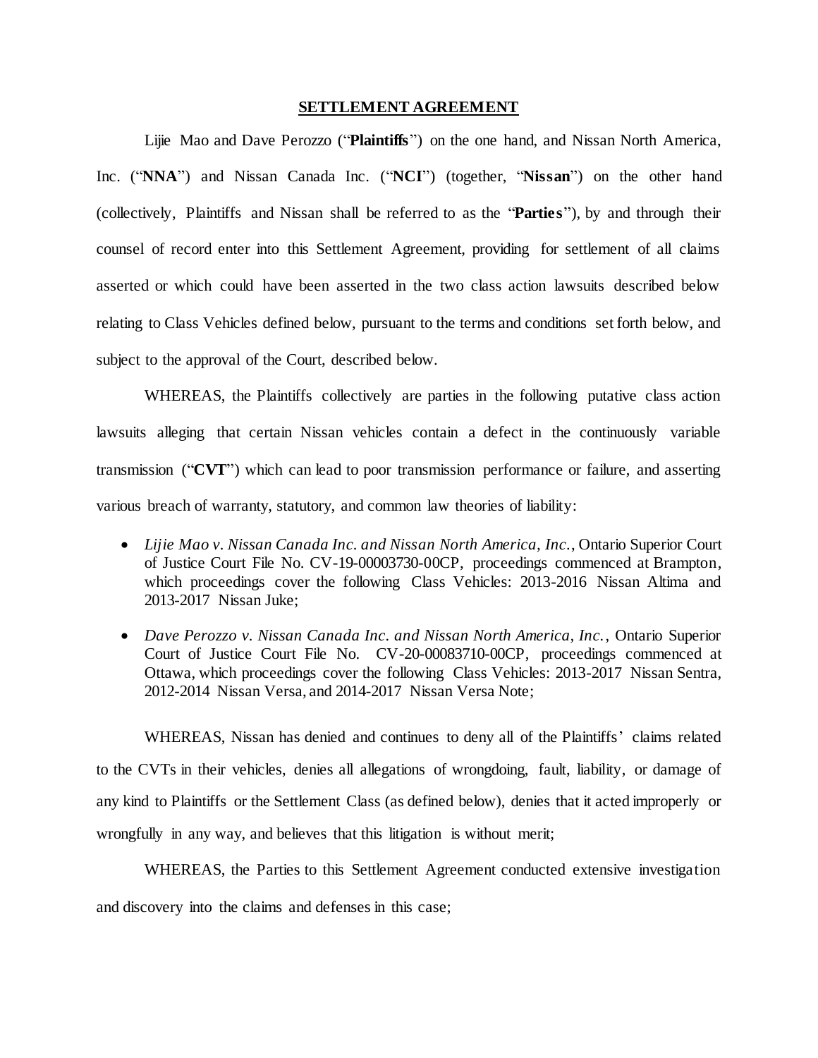# SETTLEMENT AGREEMENT

Lijie Mao and Dave Perozzo ("**Plaintiffs**") on the one hand, and Nissan North America, Inc. ("**NNA**") and Nissan Canada Inc. ("**NCI**") (together, "**Nissan**") on the other hand (collectively, Plaintiffs and Nissan shall be referred to as the "**Parties**"), by and through their counsel of record enter into this Settlement Agreement, providing for settlement of all claims asserted or which could have been asserted in the two class action lawsuits described below relating to Class Vehicles defined below, pursuant to the terms and conditions set forth below, and subject to the approval of the Court, described below.

WHEREAS, the Plaintiffs collectively are parties in the following putative class action lawsuits alleging that certain Nissan vehicles contain a defect in the continuously variable transmission ("**CVT**") which can lead to poor transmission performance or failure, and asserting various breach of warranty, statutory, and common law theories of liability:

- *Lijie Mao v. Nissan Canada Inc. and Nissan North America, Inc.*, Ontario Superior Court of Justice Court File No. CV-19-00003730-00CP, proceedings commenced at Brampton, which proceedings cover the following Class Vehicles: 2013-2016 Nissan Altima and 2013-2017 Nissan Juke;
- *Dave Perozzo v. Nissan Canada Inc. and Nissan North America, Inc.*, Ontario Superior Court of Justice Court File No. CV-20-00083710-00CP, proceedings commenced at Ottawa, which proceedings cover the following Class Vehicles: 2013-2017 Nissan Sentra, 2012-2014 Nissan Versa, and 2014-2017 Nissan Versa Note;

WHEREAS, Nissan has denied and continues to deny all of the Plaintiffs' claims related to the CVTs in their vehicles, denies all allegations of wrongdoing, fault, liability, or damage of any kind to Plaintiffs or the Settlement Class (as defined below), denies that it acted improperly or wrongfully in any way, and believes that this litigation is without merit;

WHEREAS, the Parties to this Settlement Agreement conducted extensive investigation and discovery into the claims and defenses in this case;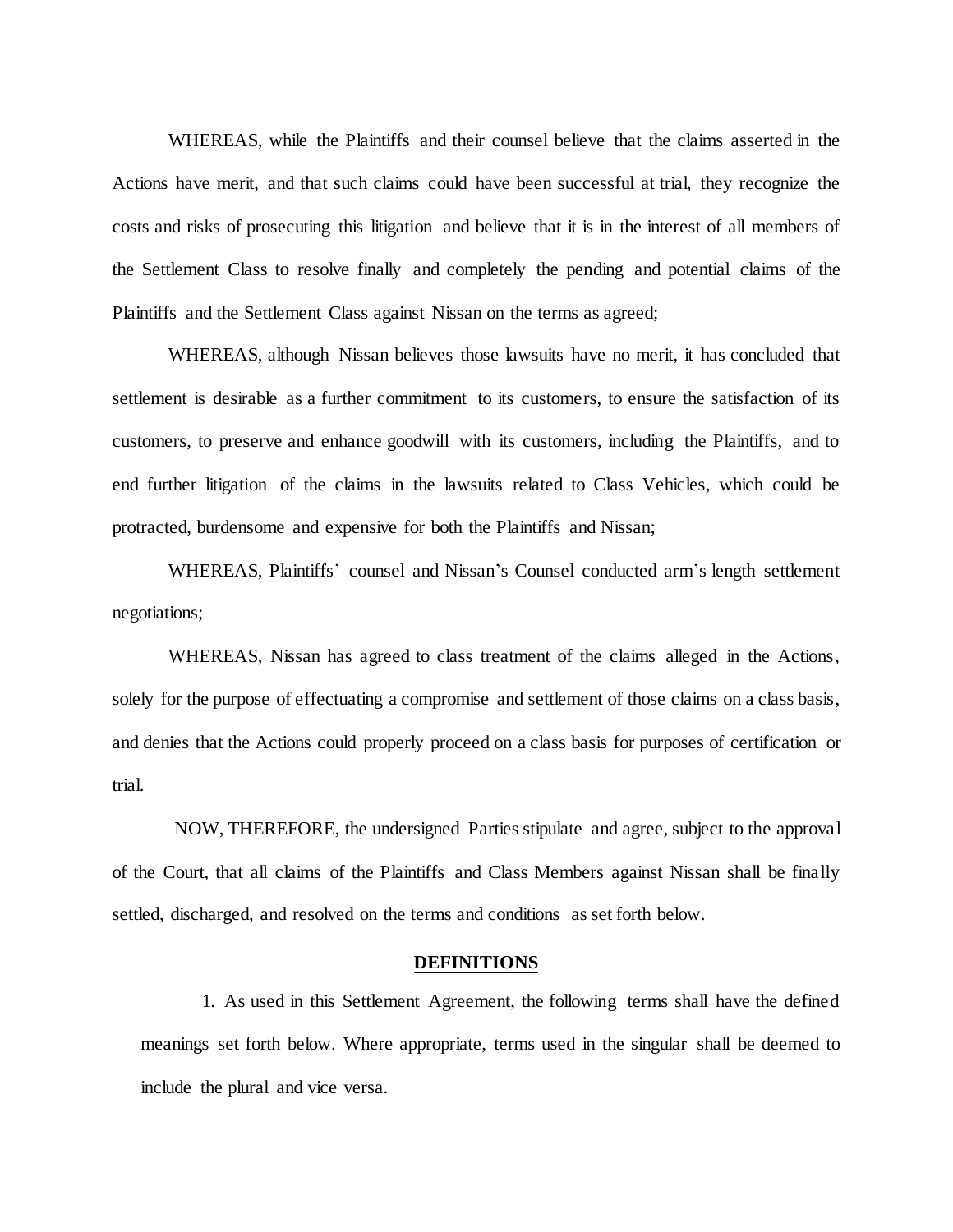WHEREAS, while the Plaintiffs and their counsel believe that the claims asserted in the Actions have merit, and that such claims could have been successful at trial, they recognize the costs and risks of prosecuting this litigation and believe that it is in the interest of all members of the Settlement Class to resolve finally and completely the pending and potential claims of the Plaintiffs and the Settlement Class against Nissan on the terms as agreed;

WHEREAS, although Nissan believes those lawsuits have no merit, it has concluded that settlement is desirable as a further commitment to its customers, to ensure the satisfaction of its customers, to preserve and enhance goodwill with its customers, including the Plaintiffs, and to end further litigation of the claims in the lawsuits related to Class Vehicles, which could be protracted, burdensome and expensive for both the Plaintiffs and Nissan;

WHEREAS, Plaintiffs' counsel and Nissan's Counsel conducted arm's length settlement negotiations;

WHEREAS, Nissan has agreed to class treatment of the claims alleged in the Actions, solely for the purpose of effectuating a compromise and settlement of those claims on a class basis, and denies that the Actions could properly proceed on a class basis for purposes of certification or trial.

NOW, THEREFORE, the undersigned Parties stipulate and agree, subject to the approval of the Court, that all claims of the Plaintiffs and Class Members against Nissan shall be finally settled, discharged, and resolved on the terms and conditions as set forth below.

## DEFINITIONS

1. As used in this Settlement Agreement, the following terms shall have the defined meanings set forth below. Where appropriate, terms used in the singular shall be deemed to include the plural and vice versa.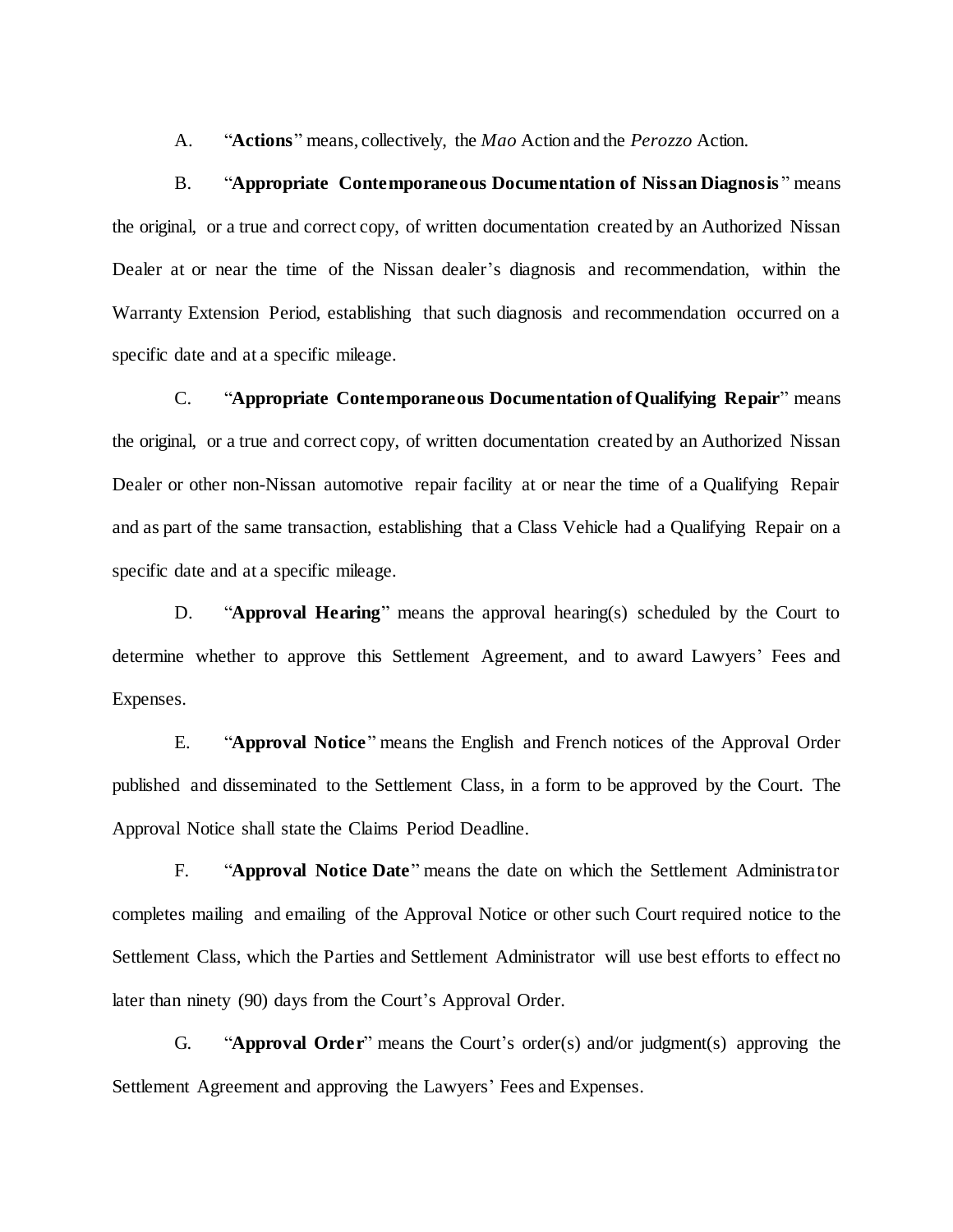A. "**Actions**" means, collectively, the *Mao* Action and the *Perozzo* Action.

B. "**Appropriate Contemporaneous Documentation of Nissan Diagnosis**" means the original, or a true and correct copy, of written documentation created by an Authorized Nissan Dealer at or near the time of the Nissan dealer's diagnosis and recommendation, within the Warranty Extension Period, establishing that such diagnosis and recommendation occurred on a specific date and at a specific mileage.

C. "**Appropriate Contemporaneous Documentation of Qualifying Repair**" means the original, or a true and correct copy, of written documentation created by an Authorized Nissan Dealer or other non-Nissan automotive repair facility at or near the time of a Qualifying Repair and as part of the same transaction, establishing that a Class Vehicle had a Qualifying Repair on a specific date and at a specific mileage.

D. "**Approval Hearing**" means the approval hearing(s) scheduled by the Court to determine whether to approve this Settlement Agreement, and to award Lawyers' Fees and Expenses.

E. "**Approval Notice**" means the English and French notices of the Approval Order published and disseminated to the Settlement Class, in a form to be approved by the Court. The Approval Notice shall state the Claims Period Deadline.

F. "**Approval Notice Date**" means the date on which the Settlement Administrator completes mailing and emailing of the Approval Notice or other such Court required notice to the Settlement Class, which the Parties and Settlement Administrator will use best efforts to effect no later than ninety (90) days from the Court's Approval Order.

G. "**Approval Order**" means the Court's order(s) and/or judgment(s) approving the Settlement Agreement and approving the Lawyers' Fees and Expenses.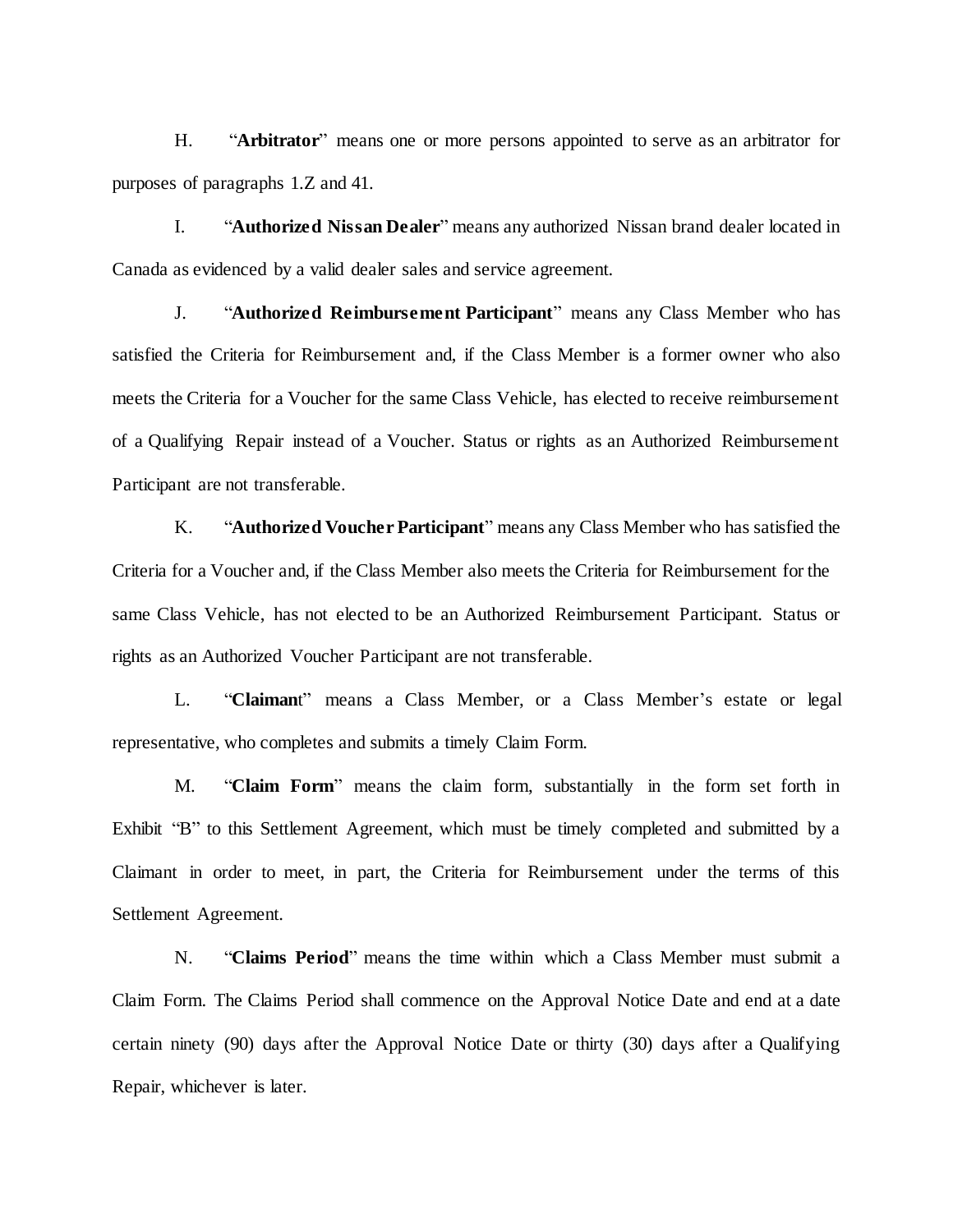H. "**Arbitrator**" means one or more persons appointed to serve as an arbitrator for purposes of paragraphs 1.Z and 41.

I. "**Authorized Nissan Dealer**" means any authorized Nissan brand dealer located in Canada as evidenced by a valid dealer sales and service agreement.

J. "**Authorized Reimbursement Participant**" means any Class Member who has satisfied the Criteria for Reimbursement and, if the Class Member is a former owner who also meets the Criteria for a Voucher for the same Class Vehicle, has elected to receive reimbursement of a Qualifying Repair instead of a Voucher. Status or rights as an Authorized Reimbursement Participant are not transferable.

K. "**Authorized Voucher Participant**" means any Class Member who has satisfied the Criteria for a Voucher and, if the Class Member also meets the Criteria for Reimbursement for the same Class Vehicle, has not elected to be an Authorized Reimbursement Participant. Status or rights as an Authorized Voucher Participant are not transferable.

L. "**Claimant**" means a Class Member, or a Class Member's estate or legal representative, who completes and submits a timely Claim Form.

M. "**Claim Form**" means the claim form, substantially in the form set forth in Exhibit "B" to this Settlement Agreement, which must be timely completed and submitted by a Claimant in order to meet, in part, the Criteria for Reimbursement under the terms of this Settlement Agreement.

N. "**Claims Period**" means the time within which a Class Member must submit a Claim Form. The Claims Period shall commence on the Approval Notice Date and end at a date certain ninety (90) days after the Approval Notice Date or thirty (30) days after a Qualifying Repair, whichever is later.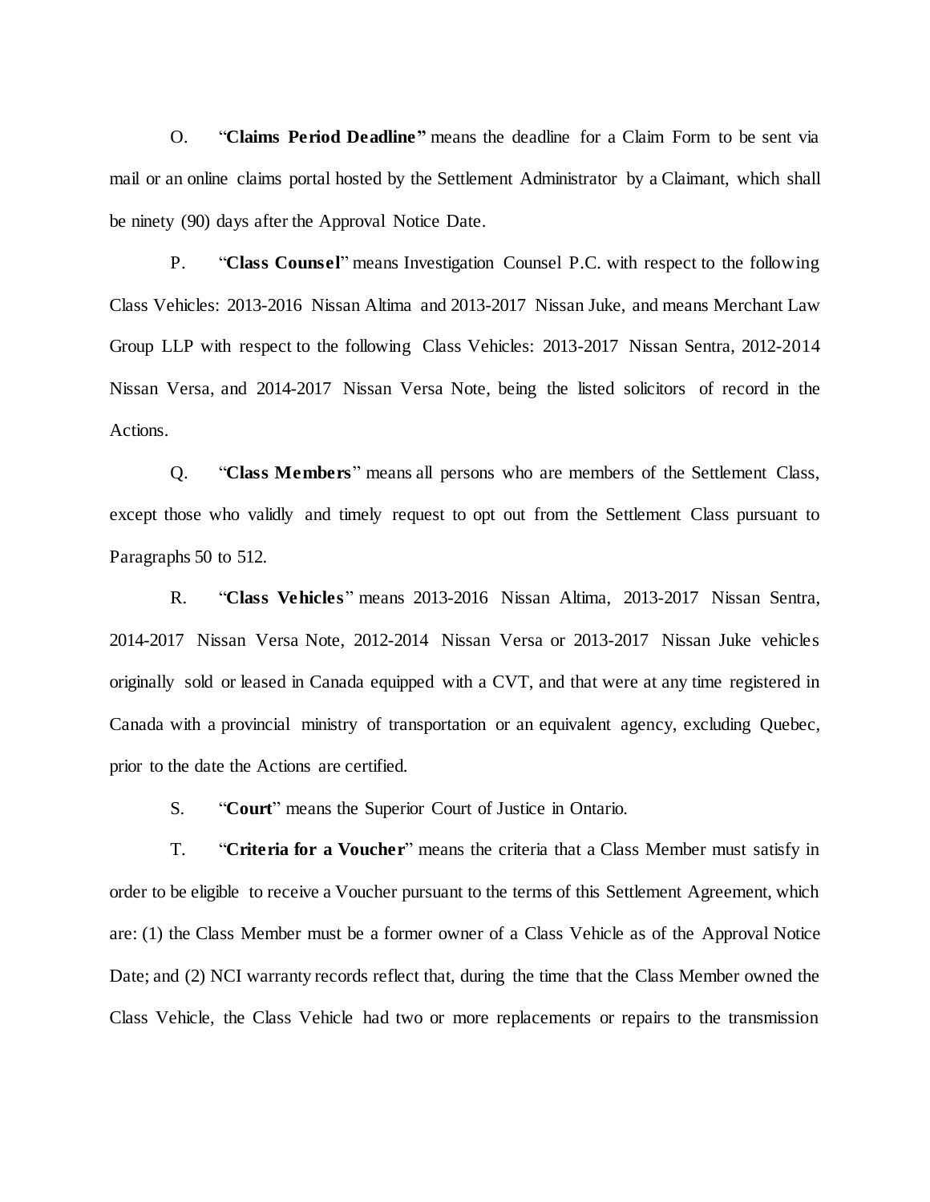O. "**Claims Period Deadline"** means the deadline for a Claim Form to be sent via mail or an online claims portal hosted by the Settlement Administrator by a Claimant, which shall be ninety (90) days after the Approval Notice Date.

P. "**Class Counsel**" means Investigation Counsel P.C. with respect to the following Class Vehicles: 2013-2016 Nissan Altima and 2013-2017 Nissan Juke, and means Merchant Law Group LLP with respect to the following Class Vehicles: 2013-2017 Nissan Sentra, 2012-2014 Nissan Versa, and 2014-2017 Nissan Versa Note, being the listed solicitors of record in the Actions.

Q. "**Class Members**" means all persons who are members of the Settlement Class, except those who validly and timely request to opt out from the Settlement Class pursuant to Paragraphs 50 to 512.

R. "**Class Vehicles**" means 2013-2016 Nissan Altima, 2013-2017 Nissan Sentra, 2014-2017 Nissan Versa Note, 2012-2014 Nissan Versa or 2013-2017 Nissan Juke vehicles originally sold or leased in Canada equipped with a CVT, and that were at any time registered in Canada with a provincial ministry of transportation or an equivalent agency, excluding Quebec, prior to the date the Actions are certified.

S. "**Court**" means the Superior Court of Justice in Ontario.

T. "**Criteria for a Voucher**" means the criteria that a Class Member must satisfy in order to be eligible to receive a Voucher pursuant to the terms of this Settlement Agreement, which are: (1) the Class Member must be a former owner of a Class Vehicle as of the Approval Notice Date; and (2) NCI warranty records reflect that, during the time that the Class Member owned the Class Vehicle, the Class Vehicle had two or more replacements or repairs to the transmission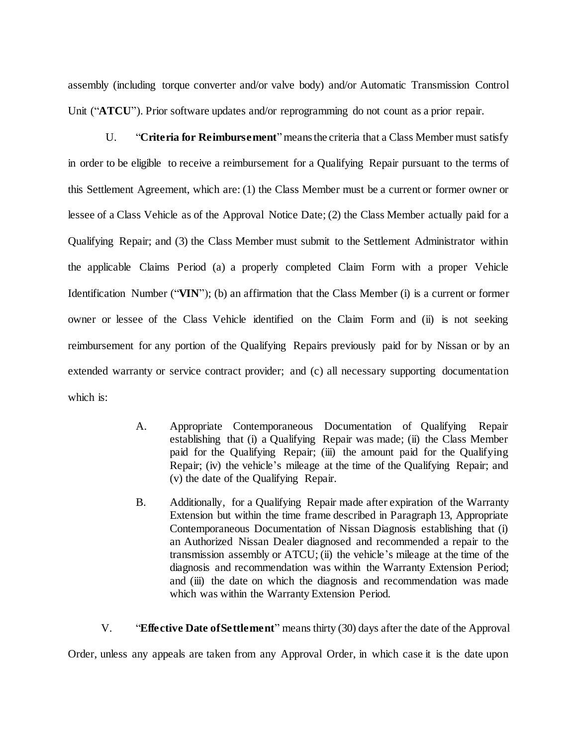assembly (including torque converter and/or valve body) and/or Automatic Transmission Control Unit ("**ATCU**"). Prior software updates and/or reprogramming do not count as a prior repair.

U. "**Criteria for Reimbursement**" means the criteria that a Class Member must satisfy in order to be eligible to receive a reimbursement for a Qualifying Repair pursuant to the terms of this Settlement Agreement, which are: (1) the Class Member must be a current or former owner or lessee of a Class Vehicle as of the Approval Notice Date; (2) the Class Member actually paid for a Qualifying Repair; and (3) the Class Member must submit to the Settlement Administrator within the applicable Claims Period (a) a properly completed Claim Form with a proper Vehicle Identification Number ("**VIN**"); (b) an affirmation that the Class Member (i) is a current or former owner or lessee of the Class Vehicle identified on the Claim Form and (ii) is not seeking reimbursement for any portion of the Qualifying Repairs previously paid for by Nissan or by an extended warranty or service contract provider; and (c) all necessary supporting documentation which is:

> A. Appropriate Contemporaneous Documentation of Qualifying Repair establishing that (i) a Qualifying Repair was made; (ii) the Class Member paid for the Qualifying Repair; (iii) the amount paid for the Qualifying Repair; (iv) the vehicle's mileage at the time of the Qualifying Repair; and (v) the date of the Qualifying Repair.
>
> B. Additionally, for a Qualifying Repair made after expiration of the Warranty Extension but within the time frame described in Paragraph 13, Appropriate Contemporaneous Documentation of Nissan Diagnosis establishing that (i) an Authorized Nissan Dealer diagnosed and recommended a repair to the transmission assembly or ATCU; (ii) the vehicle's mileage at the time of the diagnosis and recommendation was within the Warranty Extension Period; and (iii) the date on which the diagnosis and recommendation was made which was within the Warranty Extension Period.

V. "**Effective Date of Settlement**" means thirty (30) days after the date of the Approval Order, unless any appeals are taken from any Approval Order, in which case it is the date upon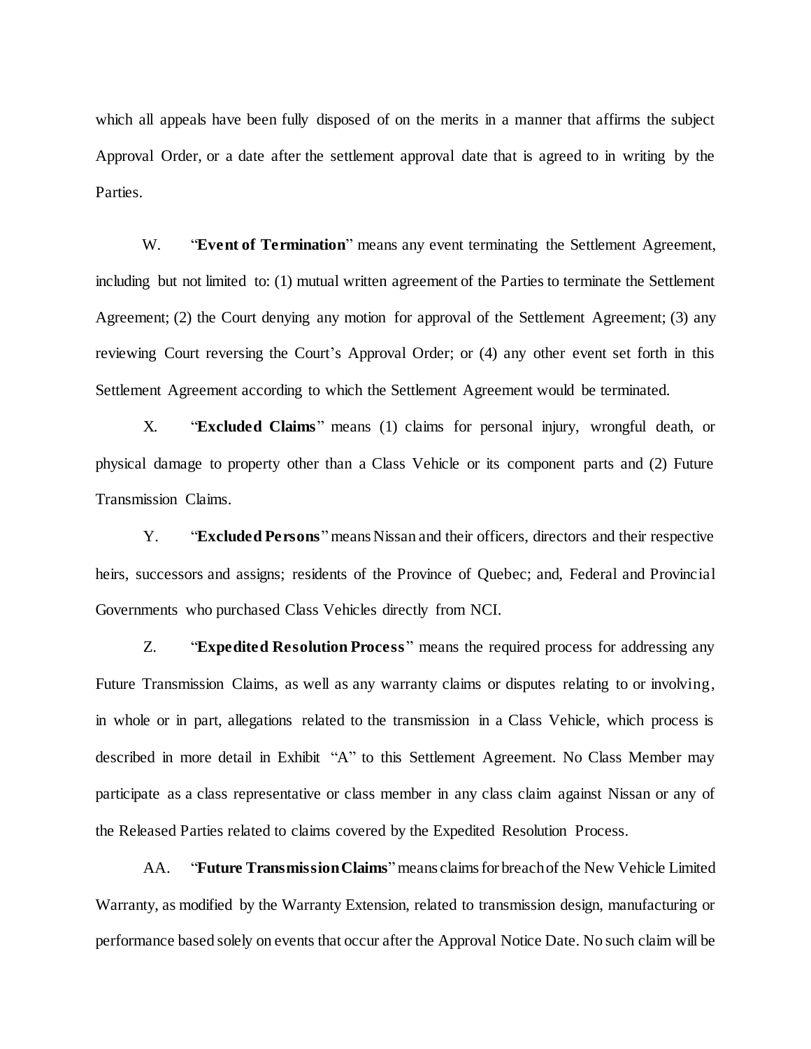which all appeals have been fully disposed of on the merits in a manner that affirms the subject Approval Order, or a date after the settlement approval date that is agreed to in writing by the Parties.

W. "**Event of Termination**" means any event terminating the Settlement Agreement, including but not limited to: (1) mutual written agreement of the Parties to terminate the Settlement Agreement; (2) the Court denying any motion for approval of the Settlement Agreement; (3) any reviewing Court reversing the Court's Approval Order; or (4) any other event set forth in this Settlement Agreement according to which the Settlement Agreement would be terminated.

X. "**Excluded Claims**" means (1) claims for personal injury, wrongful death, or physical damage to property other than a Class Vehicle or its component parts and (2) Future Transmission Claims.

Y. "**Excluded Persons**" means Nissan and their officers, directors and their respective heirs, successors and assigns; residents of the Province of Quebec; and, Federal and Provincial Governments who purchased Class Vehicles directly from NCI.

Z. "**Expedited Resolution Process**" means the required process for addressing any Future Transmission Claims, as well as any warranty claims or disputes relating to or involving, in whole or in part, allegations related to the transmission in a Class Vehicle, which process is described in more detail in Exhibit "A" to this Settlement Agreement. No Class Member may participate as a class representative or class member in any class claim against Nissan or any of the Released Parties related to claims covered by the Expedited Resolution Process.

AA. "**Future Transmission Claims**" means claims for breach of the New Vehicle Limited Warranty, as modified by the Warranty Extension, related to transmission design, manufacturing or performance based solely on events that occur after the Approval Notice Date. No such claim will be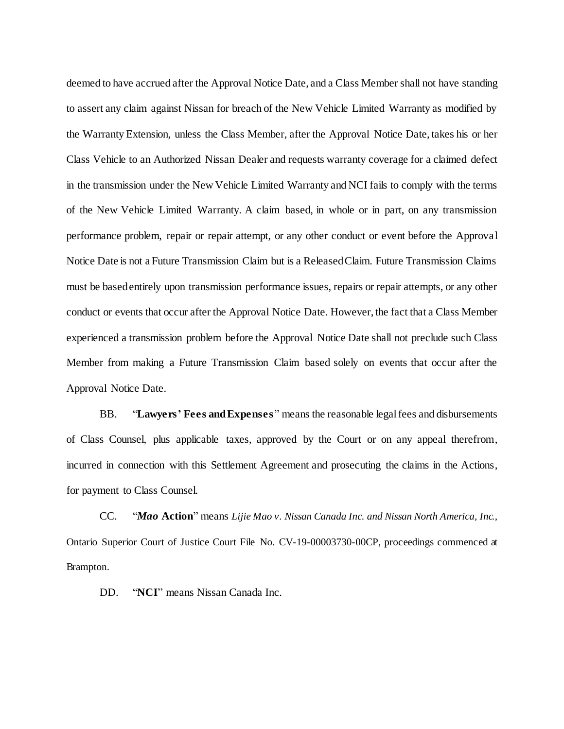deemed to have accrued after the Approval Notice Date, and a Class Member shall not have standing to assert any claim against Nissan for breach of the New Vehicle Limited Warranty as modified by the Warranty Extension, unless the Class Member, after the Approval Notice Date, takes his or her Class Vehicle to an Authorized Nissan Dealer and requests warranty coverage for a claimed defect in the transmission under the New Vehicle Limited Warranty and NCI fails to comply with the terms of the New Vehicle Limited Warranty. A claim based, in whole or in part, on any transmission performance problem, repair or repair attempt, or any other conduct or event before the Approval Notice Date is not a Future Transmission Claim but is a Released Claim. Future Transmission Claims must be based entirely upon transmission performance issues, repairs or repair attempts, or any other conduct or events that occur after the Approval Notice Date. However, the fact that a Class Member experienced a transmission problem before the Approval Notice Date shall not preclude such Class Member from making a Future Transmission Claim based solely on events that occur after the Approval Notice Date.

BB. "**Lawyers' Fees and Expenses**" means the reasonable legal fees and disbursements of Class Counsel, plus applicable taxes, approved by the Court or on any appeal therefrom, incurred in connection with this Settlement Agreement and prosecuting the claims in the Actions, for payment to Class Counsel.

CC. "***Mao* Action**" means *Lijie Mao v. Nissan Canada Inc. and Nissan North America, Inc.*, Ontario Superior Court of Justice Court File No. CV-19-00003730-00CP, proceedings commenced at Brampton.

DD. "**NCI**" means Nissan Canada Inc.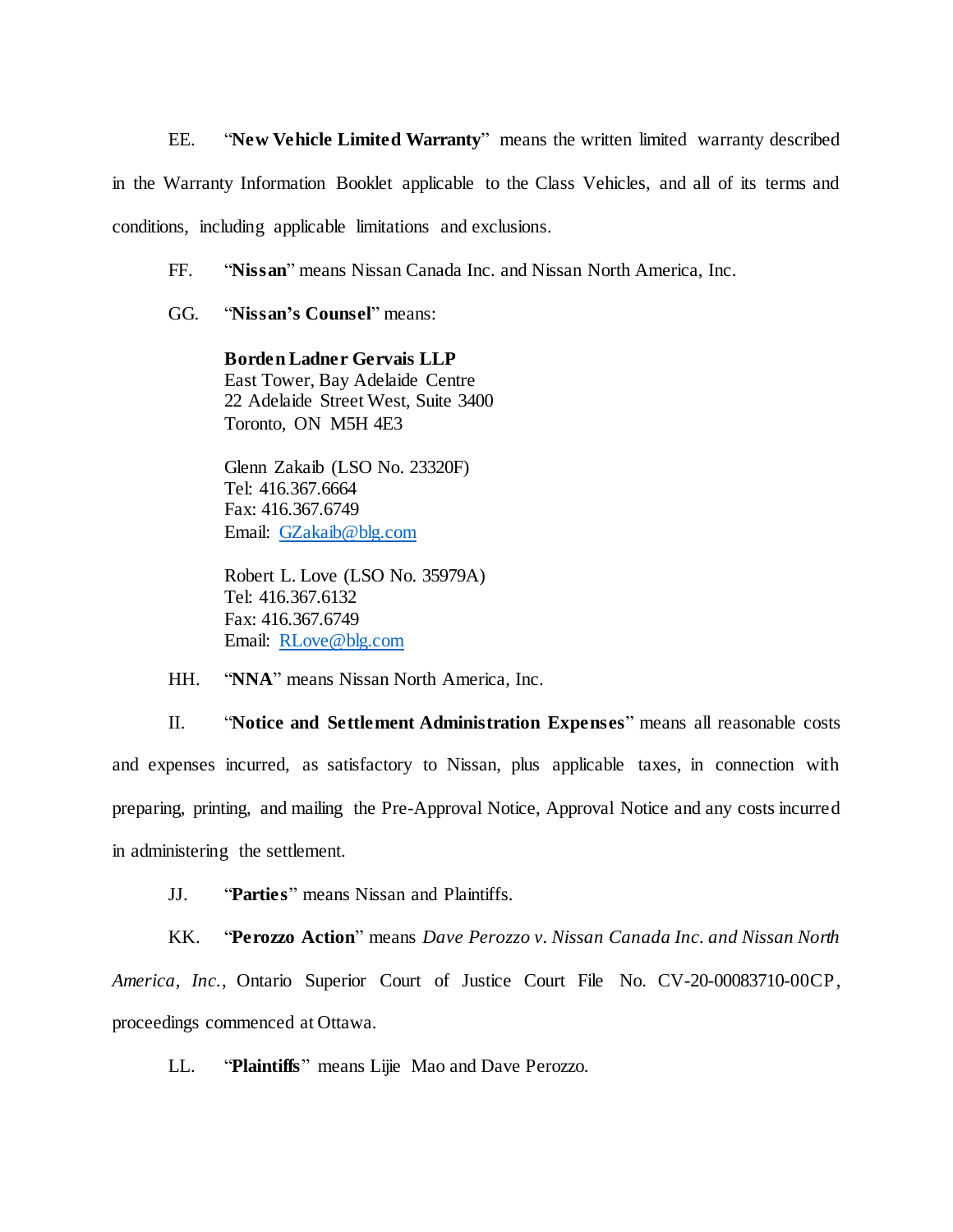EE. "**New Vehicle Limited Warranty**" means the written limited warranty described in the Warranty Information Booklet applicable to the Class Vehicles, and all of its terms and conditions, including applicable limitations and exclusions.

FF. "**Nissan**" means Nissan Canada Inc. and Nissan North America, Inc.

GG. "**Nissan's Counsel**" means:

> **Borden Ladner Gervais LLP**
> East Tower, Bay Adelaide Centre
> 22 Adelaide Street West, Suite 3400
> Toronto, ON M5H 4E3
>
> Glenn Zakaib (LSO No. 23320F)
> Tel: 416.367.6664
> Fax: 416.367.6749
> Email: GZakaib@blg.com
>
> Robert L. Love (LSO No. 35979A)
> Tel: 416.367.6132
> Fax: 416.367.6749
> Email: RLove@blg.com

HH. "**NNA**" means Nissan North America, Inc.

II. "**Notice and Settlement Administration Expenses**" means all reasonable costs and expenses incurred, as satisfactory to Nissan, plus applicable taxes, in connection with preparing, printing, and mailing the Pre-Approval Notice, Approval Notice and any costs incurred in administering the settlement.

JJ. "**Parties**" means Nissan and Plaintiffs.

KK. "**Perozzo Action**" means *Dave Perozzo v. Nissan Canada Inc. and Nissan North America, Inc.*, Ontario Superior Court of Justice Court File No. CV-20-00083710-00CP, proceedings commenced at Ottawa.

LL. "**Plaintiffs**" means Lijie Mao and Dave Perozzo.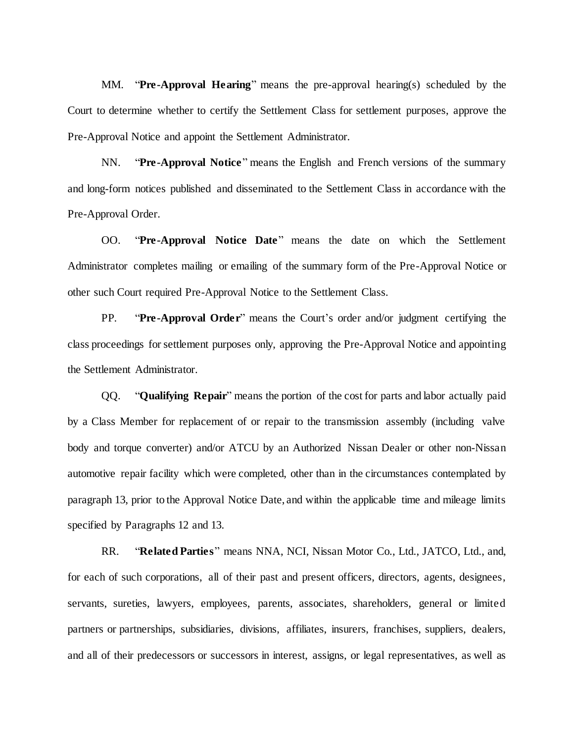MM. "**Pre-Approval Hearing**" means the pre-approval hearing(s) scheduled by the Court to determine whether to certify the Settlement Class for settlement purposes, approve the Pre-Approval Notice and appoint the Settlement Administrator.

NN. "**Pre-Approval Notice**" means the English and French versions of the summary and long-form notices published and disseminated to the Settlement Class in accordance with the Pre-Approval Order.

OO. "**Pre-Approval Notice Date**" means the date on which the Settlement Administrator completes mailing or emailing of the summary form of the Pre-Approval Notice or other such Court required Pre-Approval Notice to the Settlement Class.

PP. "**Pre-Approval Order**" means the Court's order and/or judgment certifying the class proceedings for settlement purposes only, approving the Pre-Approval Notice and appointing the Settlement Administrator.

QQ. "**Qualifying Repair**" means the portion of the cost for parts and labor actually paid by a Class Member for replacement of or repair to the transmission assembly (including valve body and torque converter) and/or ATCU by an Authorized Nissan Dealer or other non-Nissan automotive repair facility which were completed, other than in the circumstances contemplated by paragraph 13, prior to the Approval Notice Date, and within the applicable time and mileage limits specified by Paragraphs 12 and 13.

RR. "**Related Parties**" means NNA, NCI, Nissan Motor Co., Ltd., JATCO, Ltd., and, for each of such corporations, all of their past and present officers, directors, agents, designees, servants, sureties, lawyers, employees, parents, associates, shareholders, general or limited partners or partnerships, subsidiaries, divisions, affiliates, insurers, franchises, suppliers, dealers, and all of their predecessors or successors in interest, assigns, or legal representatives, as well as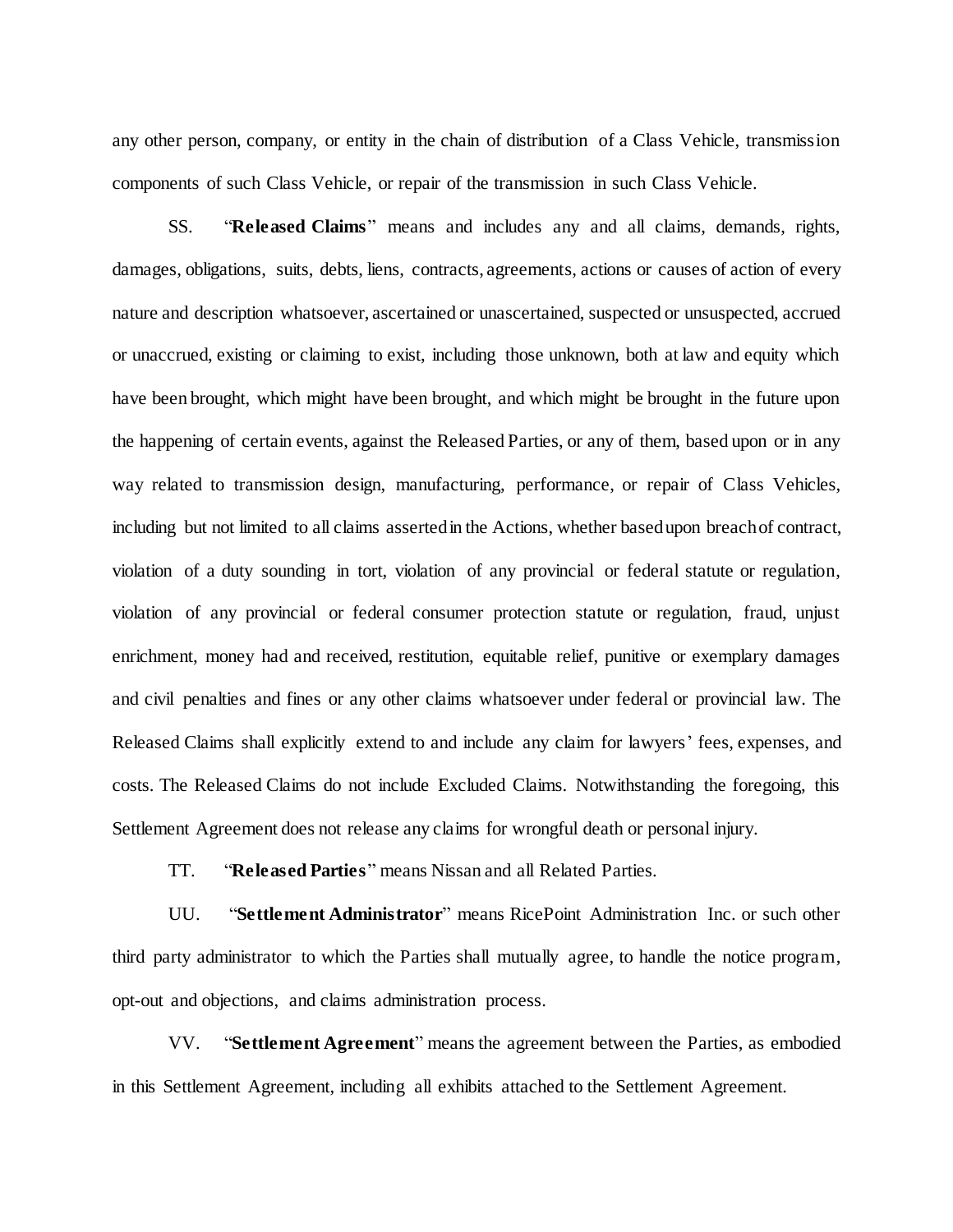any other person, company, or entity in the chain of distribution of a Class Vehicle, transmission components of such Class Vehicle, or repair of the transmission in such Class Vehicle.

SS. "**Released Claims**" means and includes any and all claims, demands, rights, damages, obligations, suits, debts, liens, contracts, agreements, actions or causes of action of every nature and description whatsoever, ascertained or unascertained, suspected or unsuspected, accrued or unaccrued, existing or claiming to exist, including those unknown, both at law and equity which have been brought, which might have been brought, and which might be brought in the future upon the happening of certain events, against the Released Parties, or any of them, based upon or in any way related to transmission design, manufacturing, performance, or repair of Class Vehicles, including but not limited to all claims asserted in the Actions, whether based upon breach of contract, violation of a duty sounding in tort, violation of any provincial or federal statute or regulation, violation of any provincial or federal consumer protection statute or regulation, fraud, unjust enrichment, money had and received, restitution, equitable relief, punitive or exemplary damages and civil penalties and fines or any other claims whatsoever under federal or provincial law. The Released Claims shall explicitly extend to and include any claim for lawyers' fees, expenses, and costs. The Released Claims do not include Excluded Claims. Notwithstanding the foregoing, this Settlement Agreement does not release any claims for wrongful death or personal injury.

TT. "**Released Parties**" means Nissan and all Related Parties.

UU. "**Settlement Administrator**" means RicePoint Administration Inc. or such other third party administrator to which the Parties shall mutually agree, to handle the notice program, opt-out and objections, and claims administration process.

VV. "**Settlement Agreement**" means the agreement between the Parties, as embodied in this Settlement Agreement, including all exhibits attached to the Settlement Agreement.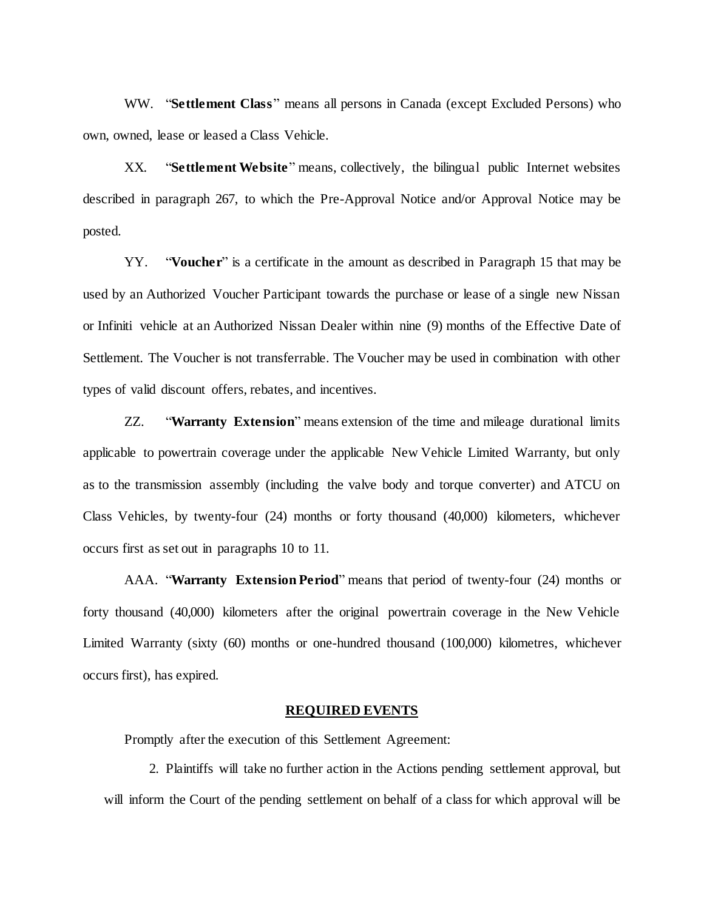WW. "**Settlement Class**" means all persons in Canada (except Excluded Persons) who own, owned, lease or leased a Class Vehicle.

XX. "**Settlement Website**" means, collectively, the bilingual public Internet websites described in paragraph 267, to which the Pre-Approval Notice and/or Approval Notice may be posted.

YY. "**Voucher**" is a certificate in the amount as described in Paragraph 15 that may be used by an Authorized Voucher Participant towards the purchase or lease of a single new Nissan or Infiniti vehicle at an Authorized Nissan Dealer within nine (9) months of the Effective Date of Settlement. The Voucher is not transferrable. The Voucher may be used in combination with other types of valid discount offers, rebates, and incentives.

ZZ. "**Warranty Extension**" means extension of the time and mileage durational limits applicable to powertrain coverage under the applicable New Vehicle Limited Warranty, but only as to the transmission assembly (including the valve body and torque converter) and ATCU on Class Vehicles, by twenty-four (24) months or forty thousand (40,000) kilometers, whichever occurs first as set out in paragraphs 10 to 11.

AAA. "**Warranty Extension Period**" means that period of twenty-four (24) months or forty thousand (40,000) kilometers after the original powertrain coverage in the New Vehicle Limited Warranty (sixty (60) months or one-hundred thousand (100,000) kilometres, whichever occurs first), has expired.

## REQUIRED EVENTS

Promptly after the execution of this Settlement Agreement:

2. Plaintiffs will take no further action in the Actions pending settlement approval, but will inform the Court of the pending settlement on behalf of a class for which approval will be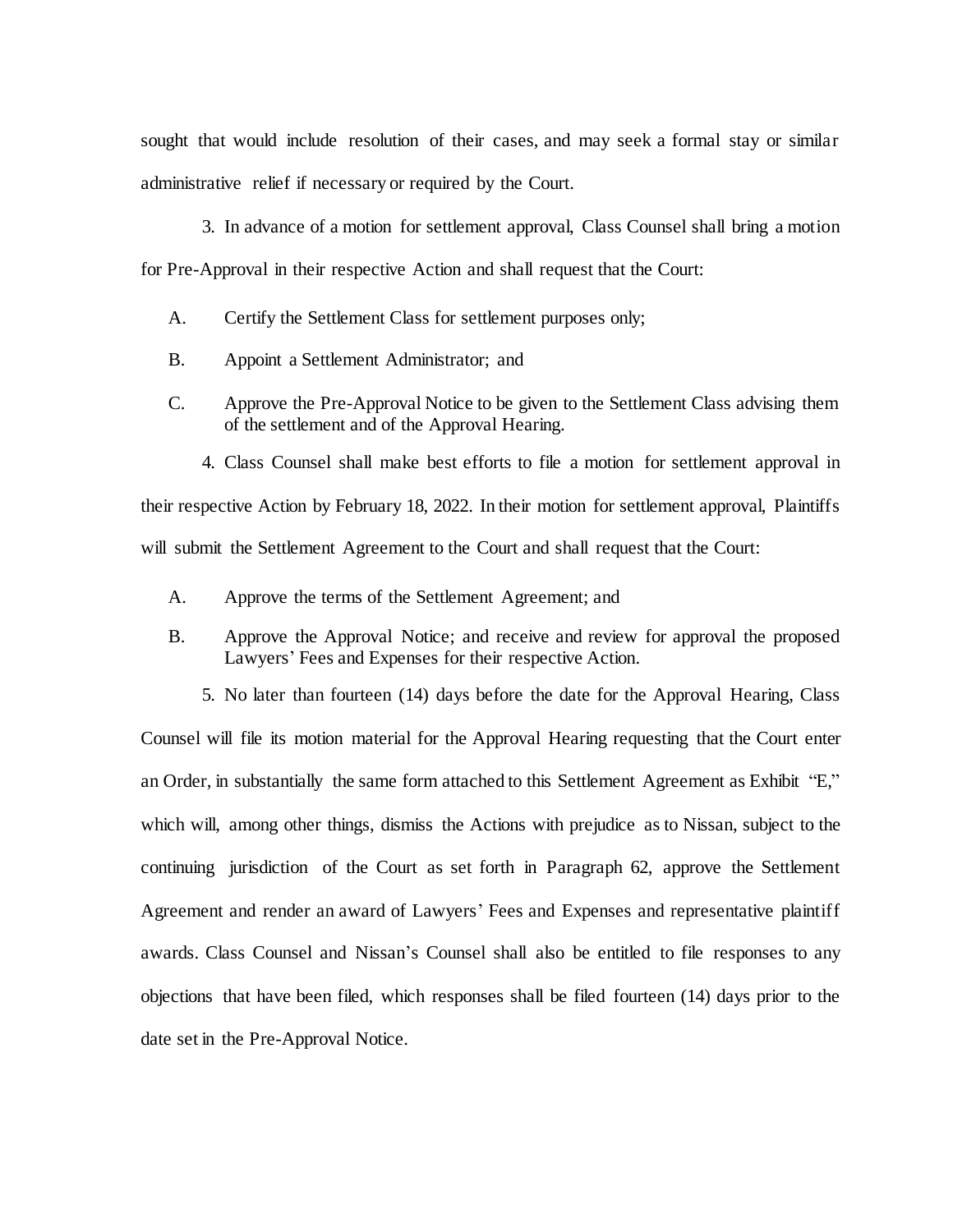sought that would include resolution of their cases, and may seek a formal stay or similar administrative relief if necessary or required by the Court.

3. In advance of a motion for settlement approval, Class Counsel shall bring a motion for Pre-Approval in their respective Action and shall request that the Court:

A. Certify the Settlement Class for settlement purposes only;

B. Appoint a Settlement Administrator; and

C. Approve the Pre-Approval Notice to be given to the Settlement Class advising them of the settlement and of the Approval Hearing.

4. Class Counsel shall make best efforts to file a motion for settlement approval in their respective Action by February 18, 2022. In their motion for settlement approval, Plaintiffs will submit the Settlement Agreement to the Court and shall request that the Court:

A. Approve the terms of the Settlement Agreement; and

B. Approve the Approval Notice; and receive and review for approval the proposed Lawyers' Fees and Expenses for their respective Action.

5. No later than fourteen (14) days before the date for the Approval Hearing, Class Counsel will file its motion material for the Approval Hearing requesting that the Court enter an Order, in substantially the same form attached to this Settlement Agreement as Exhibit "E," which will, among other things, dismiss the Actions with prejudice as to Nissan, subject to the continuing jurisdiction of the Court as set forth in Paragraph 62, approve the Settlement Agreement and render an award of Lawyers' Fees and Expenses and representative plaintiff awards. Class Counsel and Nissan's Counsel shall also be entitled to file responses to any objections that have been filed, which responses shall be filed fourteen (14) days prior to the date set in the Pre-Approval Notice.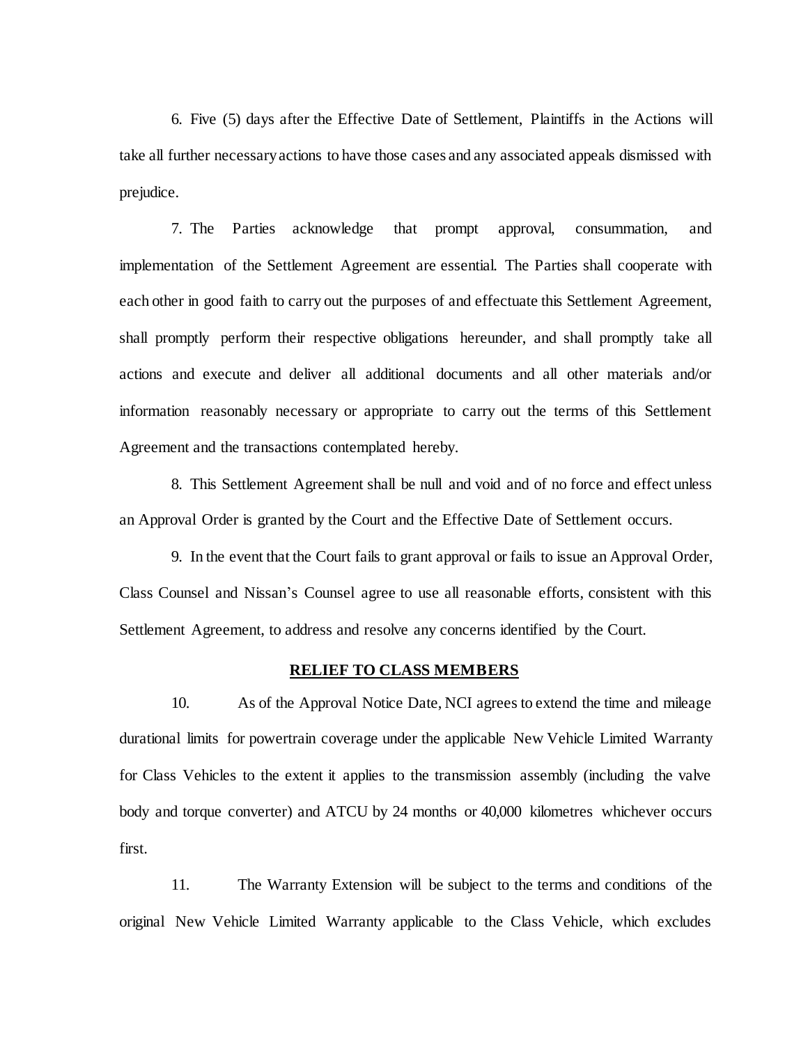6. Five (5) days after the Effective Date of Settlement, Plaintiffs in the Actions will take all further necessary actions to have those cases and any associated appeals dismissed with prejudice.

7. The Parties acknowledge that prompt approval, consummation, and implementation of the Settlement Agreement are essential. The Parties shall cooperate with each other in good faith to carry out the purposes of and effectuate this Settlement Agreement, shall promptly perform their respective obligations hereunder, and shall promptly take all actions and execute and deliver all additional documents and all other materials and/or information reasonably necessary or appropriate to carry out the terms of this Settlement Agreement and the transactions contemplated hereby.

8. This Settlement Agreement shall be null and void and of no force and effect unless an Approval Order is granted by the Court and the Effective Date of Settlement occurs.

9. In the event that the Court fails to grant approval or fails to issue an Approval Order, Class Counsel and Nissan's Counsel agree to use all reasonable efforts, consistent with this Settlement Agreement, to address and resolve any concerns identified by the Court.

**RELIEF TO CLASS MEMBERS**

10. As of the Approval Notice Date, NCI agrees to extend the time and mileage durational limits for powertrain coverage under the applicable New Vehicle Limited Warranty for Class Vehicles to the extent it applies to the transmission assembly (including the valve body and torque converter) and ATCU by 24 months or 40,000 kilometres whichever occurs first.

11. The Warranty Extension will be subject to the terms and conditions of the original New Vehicle Limited Warranty applicable to the Class Vehicle, which excludes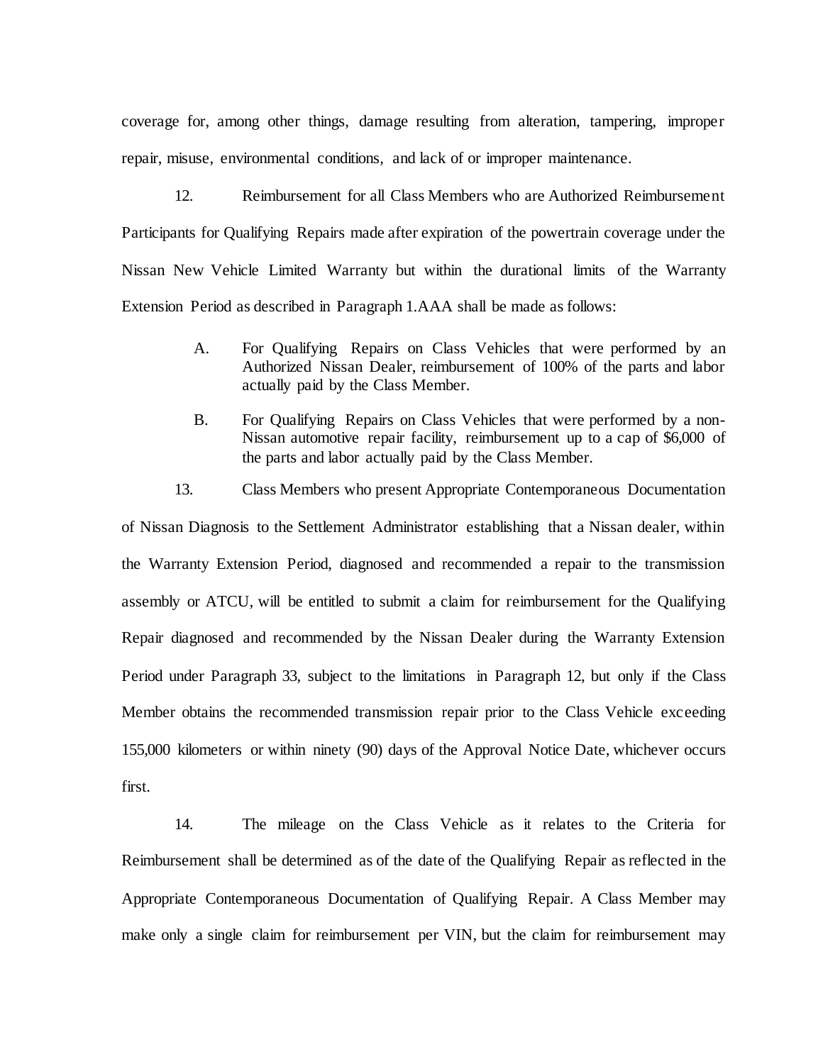coverage for, among other things, damage resulting from alteration, tampering, improper repair, misuse, environmental conditions, and lack of or improper maintenance.

12. Reimbursement for all Class Members who are Authorized Reimbursement Participants for Qualifying Repairs made after expiration of the powertrain coverage under the Nissan New Vehicle Limited Warranty but within the durational limits of the Warranty Extension Period as described in Paragraph 1.AAA shall be made as follows:

> A. For Qualifying Repairs on Class Vehicles that were performed by an Authorized Nissan Dealer, reimbursement of 100% of the parts and labor actually paid by the Class Member.
>
> B. For Qualifying Repairs on Class Vehicles that were performed by a non-Nissan automotive repair facility, reimbursement up to a cap of $6,000 of the parts and labor actually paid by the Class Member.

13. Class Members who present Appropriate Contemporaneous Documentation of Nissan Diagnosis to the Settlement Administrator establishing that a Nissan dealer, within the Warranty Extension Period, diagnosed and recommended a repair to the transmission assembly or ATCU, will be entitled to submit a claim for reimbursement for the Qualifying Repair diagnosed and recommended by the Nissan Dealer during the Warranty Extension Period under Paragraph 33, subject to the limitations in Paragraph 12, but only if the Class Member obtains the recommended transmission repair prior to the Class Vehicle exceeding 155,000 kilometers or within ninety (90) days of the Approval Notice Date, whichever occurs first.

14. The mileage on the Class Vehicle as it relates to the Criteria for Reimbursement shall be determined as of the date of the Qualifying Repair as reflected in the Appropriate Contemporaneous Documentation of Qualifying Repair. A Class Member may make only a single claim for reimbursement per VIN, but the claim for reimbursement may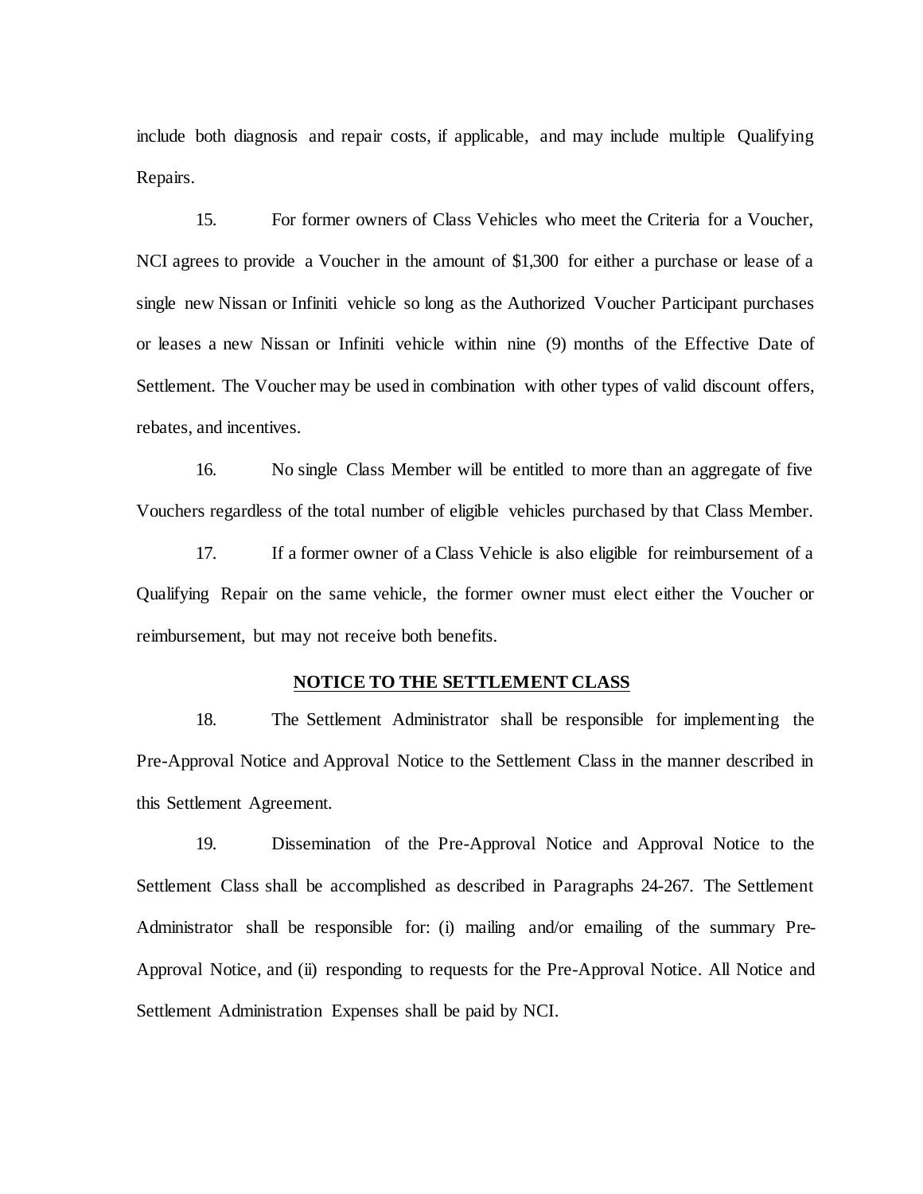include both diagnosis and repair costs, if applicable, and may include multiple Qualifying Repairs.

15. For former owners of Class Vehicles who meet the Criteria for a Voucher, NCI agrees to provide a Voucher in the amount of $1,300 for either a purchase or lease of a single new Nissan or Infiniti vehicle so long as the Authorized Voucher Participant purchases or leases a new Nissan or Infiniti vehicle within nine (9) months of the Effective Date of Settlement. The Voucher may be used in combination with other types of valid discount offers, rebates, and incentives.

16. No single Class Member will be entitled to more than an aggregate of five Vouchers regardless of the total number of eligible vehicles purchased by that Class Member.

17. If a former owner of a Class Vehicle is also eligible for reimbursement of a Qualifying Repair on the same vehicle, the former owner must elect either the Voucher or reimbursement, but may not receive both benefits.

**NOTICE TO THE SETTLEMENT CLASS**

18. The Settlement Administrator shall be responsible for implementing the Pre-Approval Notice and Approval Notice to the Settlement Class in the manner described in this Settlement Agreement.

19. Dissemination of the Pre-Approval Notice and Approval Notice to the Settlement Class shall be accomplished as described in Paragraphs 24-267. The Settlement Administrator shall be responsible for: (i) mailing and/or emailing of the summary Pre-Approval Notice, and (ii) responding to requests for the Pre-Approval Notice. All Notice and Settlement Administration Expenses shall be paid by NCI.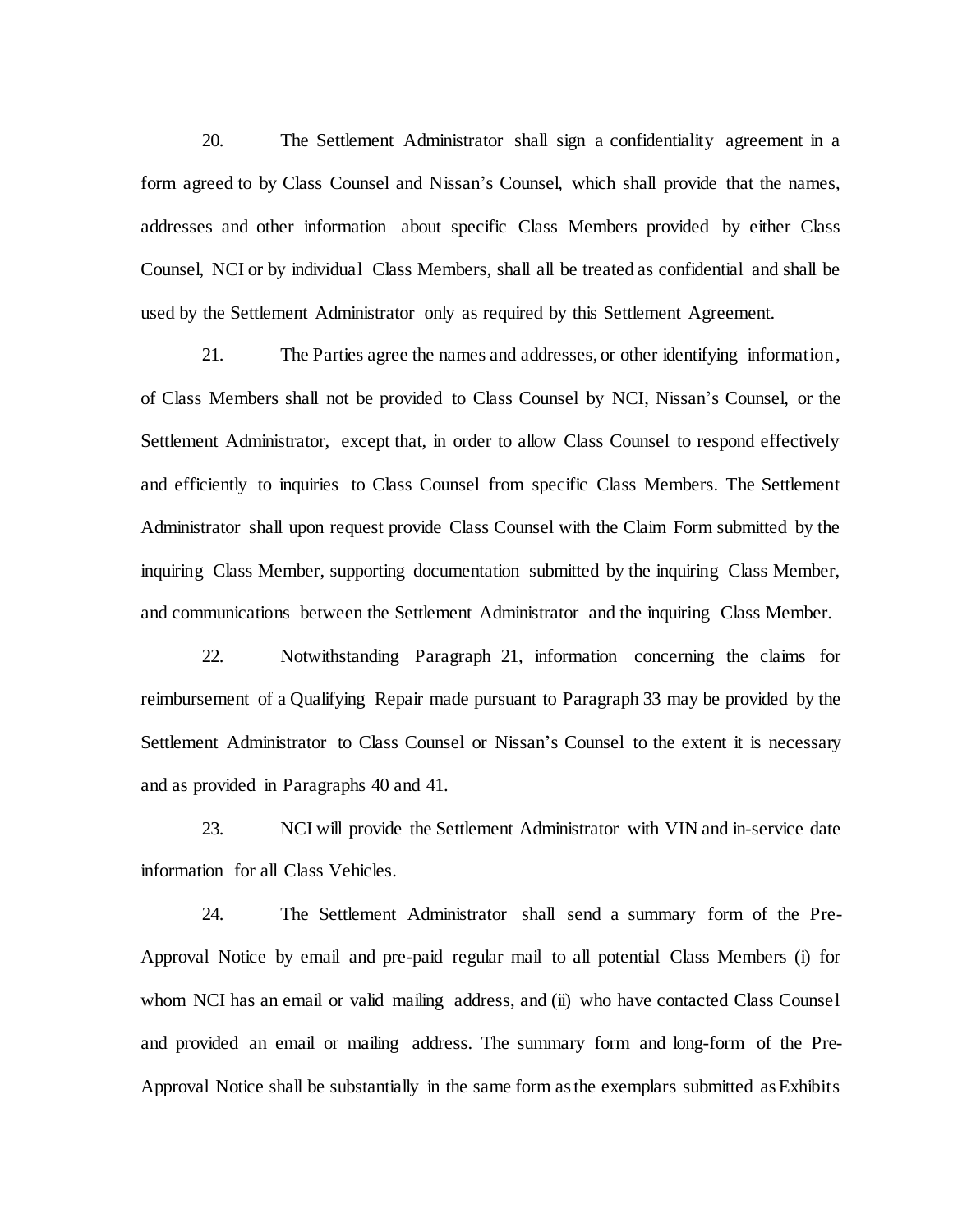20. The Settlement Administrator shall sign a confidentiality agreement in a form agreed to by Class Counsel and Nissan's Counsel, which shall provide that the names, addresses and other information about specific Class Members provided by either Class Counsel, NCI or by individual Class Members, shall all be treated as confidential and shall be used by the Settlement Administrator only as required by this Settlement Agreement.

21. The Parties agree the names and addresses, or other identifying information, of Class Members shall not be provided to Class Counsel by NCI, Nissan's Counsel, or the Settlement Administrator, except that, in order to allow Class Counsel to respond effectively and efficiently to inquiries to Class Counsel from specific Class Members. The Settlement Administrator shall upon request provide Class Counsel with the Claim Form submitted by the inquiring Class Member, supporting documentation submitted by the inquiring Class Member, and communications between the Settlement Administrator and the inquiring Class Member.

22. Notwithstanding Paragraph 21, information concerning the claims for reimbursement of a Qualifying Repair made pursuant to Paragraph 33 may be provided by the Settlement Administrator to Class Counsel or Nissan's Counsel to the extent it is necessary and as provided in Paragraphs 40 and 41.

23. NCI will provide the Settlement Administrator with VIN and in-service date information for all Class Vehicles.

24. The Settlement Administrator shall send a summary form of the Pre-Approval Notice by email and pre-paid regular mail to all potential Class Members (i) for whom NCI has an email or valid mailing address, and (ii) who have contacted Class Counsel and provided an email or mailing address. The summary form and long-form of the Pre-Approval Notice shall be substantially in the same form as the exemplars submitted as Exhibits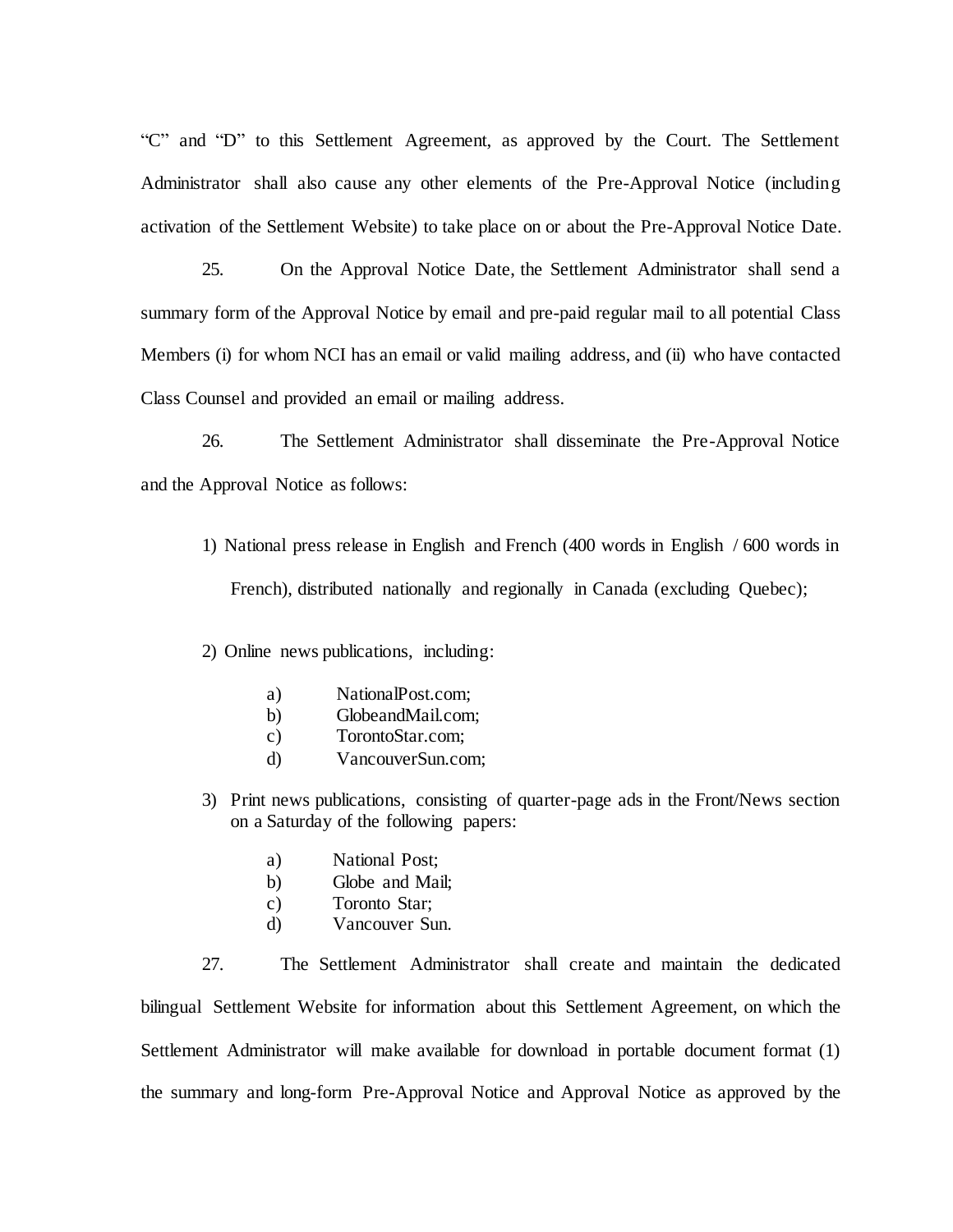"C" and "D" to this Settlement Agreement, as approved by the Court. The Settlement Administrator shall also cause any other elements of the Pre-Approval Notice (including activation of the Settlement Website) to take place on or about the Pre-Approval Notice Date.

25. On the Approval Notice Date, the Settlement Administrator shall send a summary form of the Approval Notice by email and pre-paid regular mail to all potential Class Members (i) for whom NCI has an email or valid mailing address, and (ii) who have contacted Class Counsel and provided an email or mailing address.

26. The Settlement Administrator shall disseminate the Pre-Approval Notice and the Approval Notice as follows:

1) National press release in English and French (400 words in English / 600 words in French), distributed nationally and regionally in Canada (excluding Quebec);

2) Online news publications, including:

   a) NationalPost.com;
   b) GlobeandMail.com;
   c) TorontoStar.com;
   d) VancouverSun.com;

3) Print news publications, consisting of quarter-page ads in the Front/News section on a Saturday of the following papers:

   a) National Post;
   b) Globe and Mail;
   c) Toronto Star;
   d) Vancouver Sun.

27. The Settlement Administrator shall create and maintain the dedicated bilingual Settlement Website for information about this Settlement Agreement, on which the Settlement Administrator will make available for download in portable document format (1) the summary and long-form Pre-Approval Notice and Approval Notice as approved by the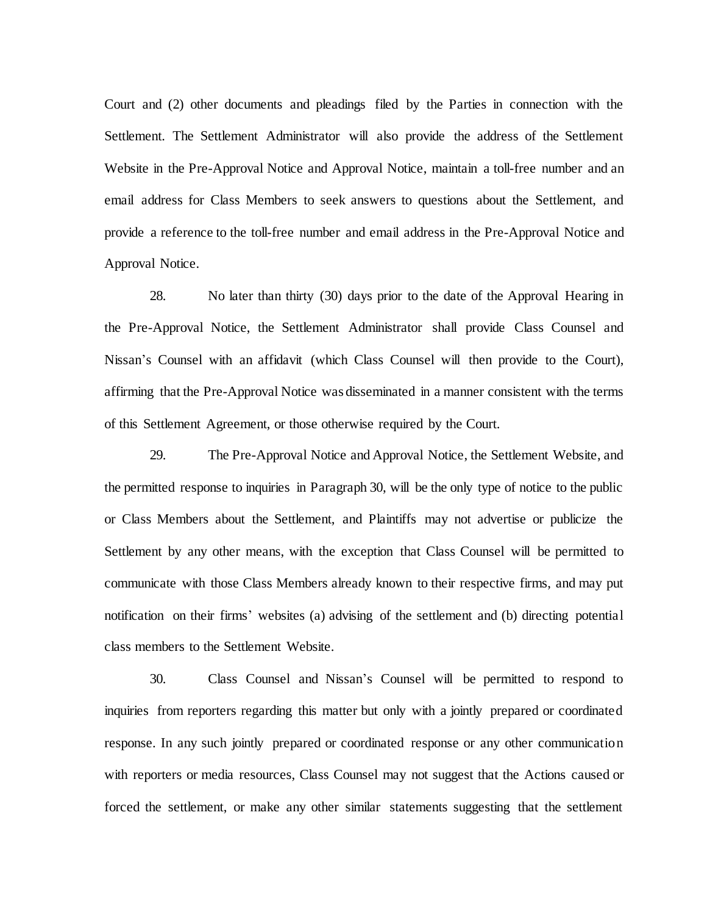Court and (2) other documents and pleadings filed by the Parties in connection with the Settlement. The Settlement Administrator will also provide the address of the Settlement Website in the Pre-Approval Notice and Approval Notice, maintain a toll-free number and an email address for Class Members to seek answers to questions about the Settlement, and provide a reference to the toll-free number and email address in the Pre-Approval Notice and Approval Notice.

28. No later than thirty (30) days prior to the date of the Approval Hearing in the Pre-Approval Notice, the Settlement Administrator shall provide Class Counsel and Nissan's Counsel with an affidavit (which Class Counsel will then provide to the Court), affirming that the Pre-Approval Notice was disseminated in a manner consistent with the terms of this Settlement Agreement, or those otherwise required by the Court.

29. The Pre-Approval Notice and Approval Notice, the Settlement Website, and the permitted response to inquiries in Paragraph 30, will be the only type of notice to the public or Class Members about the Settlement, and Plaintiffs may not advertise or publicize the Settlement by any other means, with the exception that Class Counsel will be permitted to communicate with those Class Members already known to their respective firms, and may put notification on their firms' websites (a) advising of the settlement and (b) directing potential class members to the Settlement Website.

30. Class Counsel and Nissan's Counsel will be permitted to respond to inquiries from reporters regarding this matter but only with a jointly prepared or coordinated response. In any such jointly prepared or coordinated response or any other communication with reporters or media resources, Class Counsel may not suggest that the Actions caused or forced the settlement, or make any other similar statements suggesting that the settlement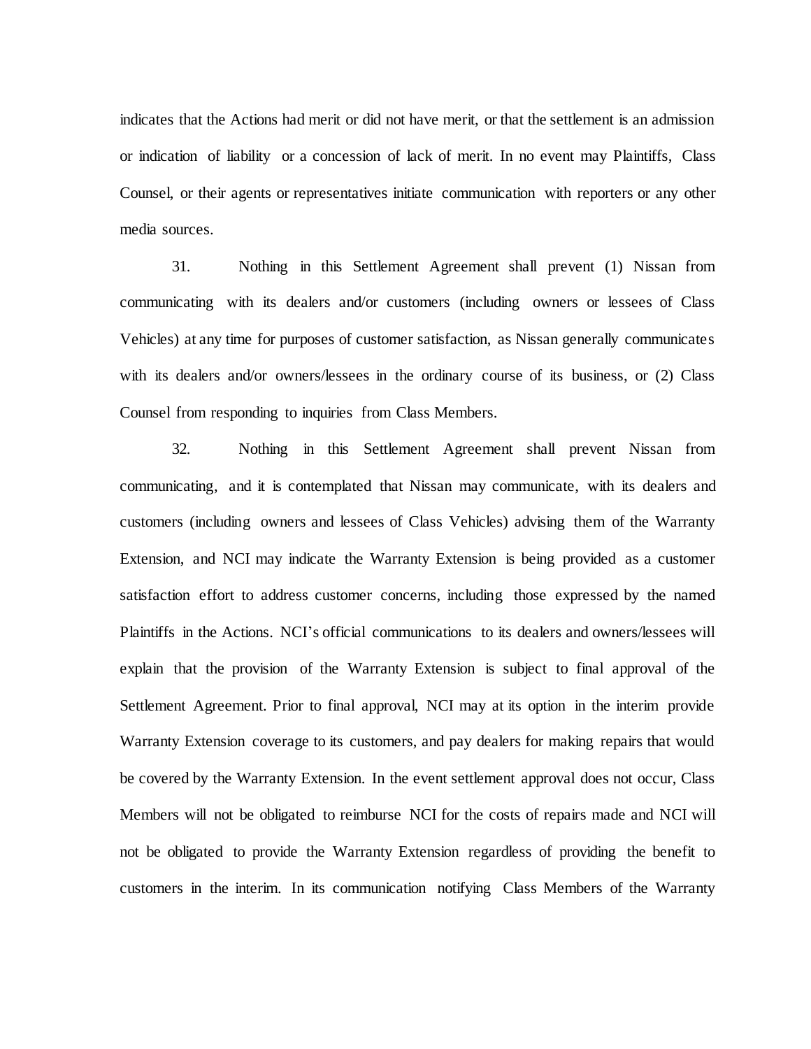indicates that the Actions had merit or did not have merit, or that the settlement is an admission or indication of liability or a concession of lack of merit. In no event may Plaintiffs, Class Counsel, or their agents or representatives initiate communication with reporters or any other media sources.

31. Nothing in this Settlement Agreement shall prevent (1) Nissan from communicating with its dealers and/or customers (including owners or lessees of Class Vehicles) at any time for purposes of customer satisfaction, as Nissan generally communicates with its dealers and/or owners/lessees in the ordinary course of its business, or (2) Class Counsel from responding to inquiries from Class Members.

32. Nothing in this Settlement Agreement shall prevent Nissan from communicating, and it is contemplated that Nissan may communicate, with its dealers and customers (including owners and lessees of Class Vehicles) advising them of the Warranty Extension, and NCI may indicate the Warranty Extension is being provided as a customer satisfaction effort to address customer concerns, including those expressed by the named Plaintiffs in the Actions. NCI's official communications to its dealers and owners/lessees will explain that the provision of the Warranty Extension is subject to final approval of the Settlement Agreement. Prior to final approval, NCI may at its option in the interim provide Warranty Extension coverage to its customers, and pay dealers for making repairs that would be covered by the Warranty Extension. In the event settlement approval does not occur, Class Members will not be obligated to reimburse NCI for the costs of repairs made and NCI will not be obligated to provide the Warranty Extension regardless of providing the benefit to customers in the interim. In its communication notifying Class Members of the Warranty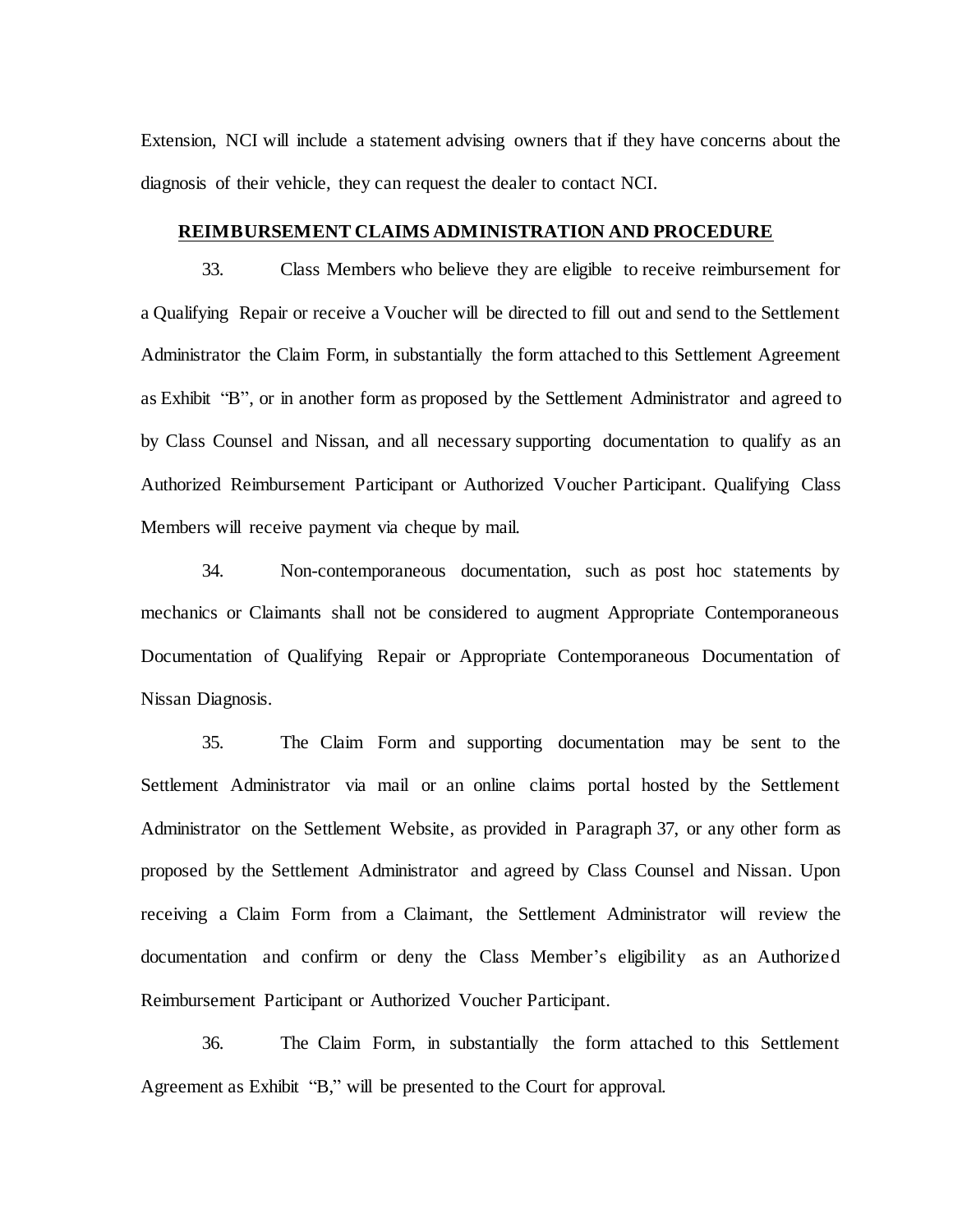Extension, NCI will include a statement advising owners that if they have concerns about the diagnosis of their vehicle, they can request the dealer to contact NCI.

## REIMBURSEMENT CLAIMS ADMINISTRATION AND PROCEDURE

33. Class Members who believe they are eligible to receive reimbursement for a Qualifying Repair or receive a Voucher will be directed to fill out and send to the Settlement Administrator the Claim Form, in substantially the form attached to this Settlement Agreement as Exhibit "B", or in another form as proposed by the Settlement Administrator and agreed to by Class Counsel and Nissan, and all necessary supporting documentation to qualify as an Authorized Reimbursement Participant or Authorized Voucher Participant. Qualifying Class Members will receive payment via cheque by mail.

34. Non-contemporaneous documentation, such as post hoc statements by mechanics or Claimants shall not be considered to augment Appropriate Contemporaneous Documentation of Qualifying Repair or Appropriate Contemporaneous Documentation of Nissan Diagnosis.

35. The Claim Form and supporting documentation may be sent to the Settlement Administrator via mail or an online claims portal hosted by the Settlement Administrator on the Settlement Website, as provided in Paragraph 37, or any other form as proposed by the Settlement Administrator and agreed by Class Counsel and Nissan. Upon receiving a Claim Form from a Claimant, the Settlement Administrator will review the documentation and confirm or deny the Class Member's eligibility as an Authorized Reimbursement Participant or Authorized Voucher Participant.

36. The Claim Form, in substantially the form attached to this Settlement Agreement as Exhibit "B," will be presented to the Court for approval.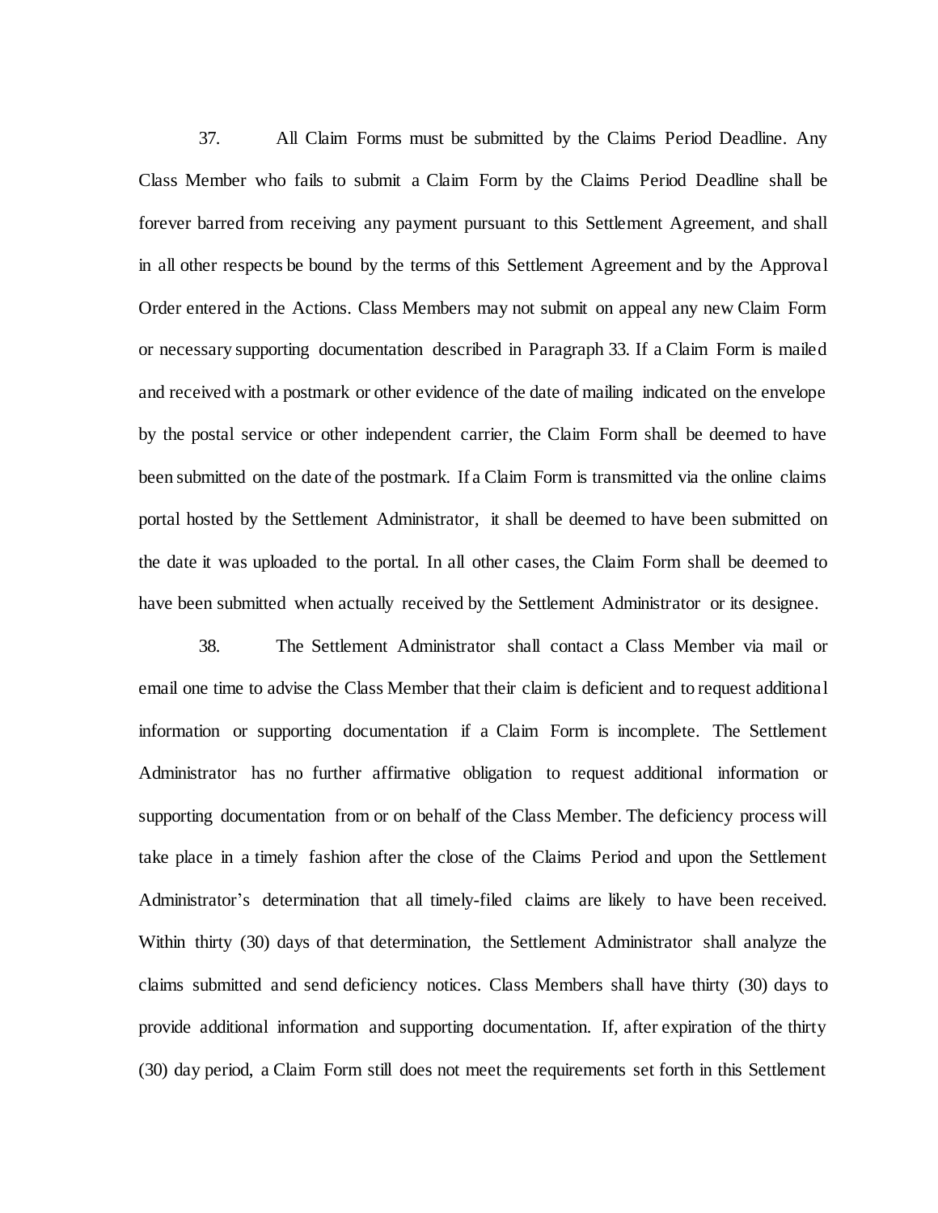37. All Claim Forms must be submitted by the Claims Period Deadline. Any Class Member who fails to submit a Claim Form by the Claims Period Deadline shall be forever barred from receiving any payment pursuant to this Settlement Agreement, and shall in all other respects be bound by the terms of this Settlement Agreement and by the Approval Order entered in the Actions. Class Members may not submit on appeal any new Claim Form or necessary supporting documentation described in Paragraph 33. If a Claim Form is mailed and received with a postmark or other evidence of the date of mailing indicated on the envelope by the postal service or other independent carrier, the Claim Form shall be deemed to have been submitted on the date of the postmark. If a Claim Form is transmitted via the online claims portal hosted by the Settlement Administrator, it shall be deemed to have been submitted on the date it was uploaded to the portal. In all other cases, the Claim Form shall be deemed to have been submitted when actually received by the Settlement Administrator or its designee.

38. The Settlement Administrator shall contact a Class Member via mail or email one time to advise the Class Member that their claim is deficient and to request additional information or supporting documentation if a Claim Form is incomplete. The Settlement Administrator has no further affirmative obligation to request additional information or supporting documentation from or on behalf of the Class Member. The deficiency process will take place in a timely fashion after the close of the Claims Period and upon the Settlement Administrator's determination that all timely-filed claims are likely to have been received. Within thirty (30) days of that determination, the Settlement Administrator shall analyze the claims submitted and send deficiency notices. Class Members shall have thirty (30) days to provide additional information and supporting documentation. If, after expiration of the thirty (30) day period, a Claim Form still does not meet the requirements set forth in this Settlement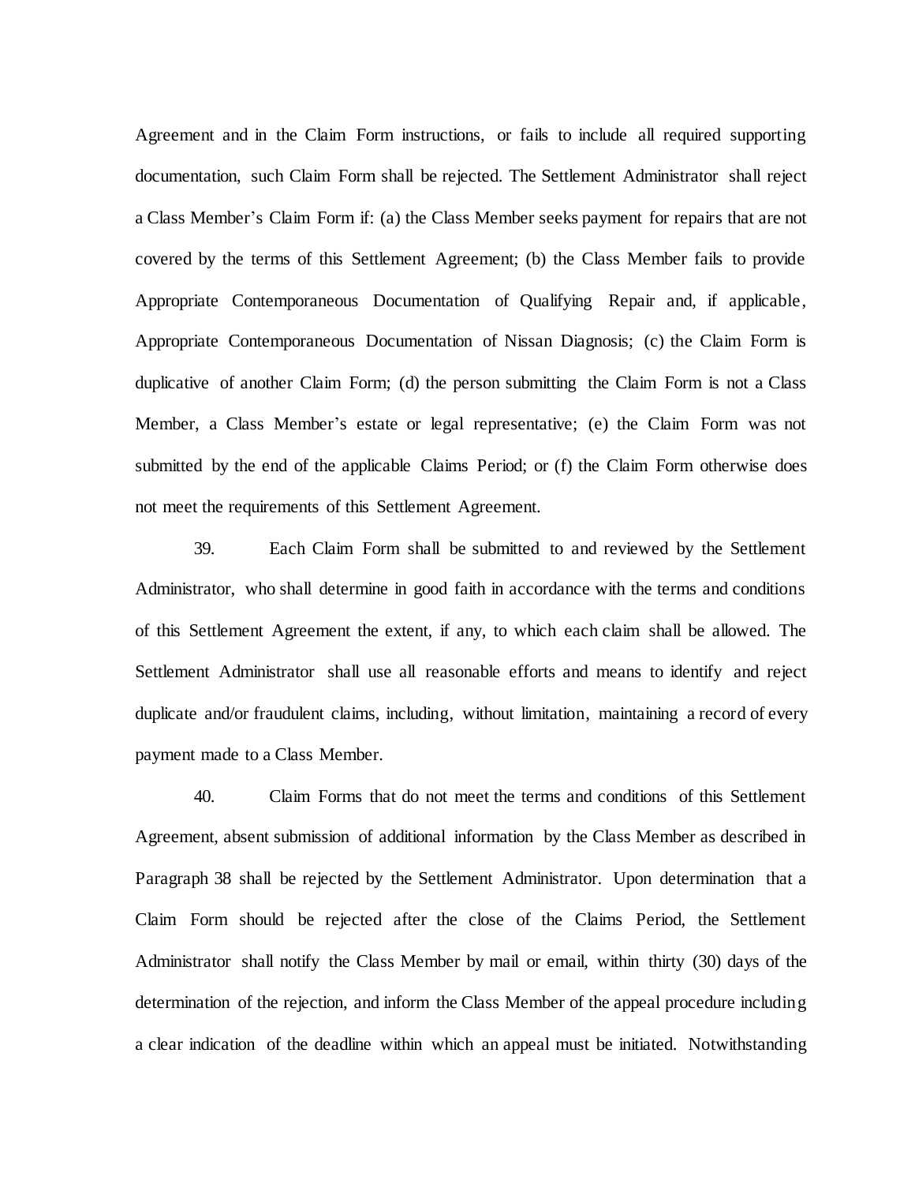Agreement and in the Claim Form instructions, or fails to include all required supporting documentation, such Claim Form shall be rejected. The Settlement Administrator shall reject a Class Member's Claim Form if: (a) the Class Member seeks payment for repairs that are not covered by the terms of this Settlement Agreement; (b) the Class Member fails to provide Appropriate Contemporaneous Documentation of Qualifying Repair and, if applicable, Appropriate Contemporaneous Documentation of Nissan Diagnosis; (c) the Claim Form is duplicative of another Claim Form; (d) the person submitting the Claim Form is not a Class Member, a Class Member's estate or legal representative; (e) the Claim Form was not submitted by the end of the applicable Claims Period; or (f) the Claim Form otherwise does not meet the requirements of this Settlement Agreement.

39. Each Claim Form shall be submitted to and reviewed by the Settlement Administrator, who shall determine in good faith in accordance with the terms and conditions of this Settlement Agreement the extent, if any, to which each claim shall be allowed. The Settlement Administrator shall use all reasonable efforts and means to identify and reject duplicate and/or fraudulent claims, including, without limitation, maintaining a record of every payment made to a Class Member.

40. Claim Forms that do not meet the terms and conditions of this Settlement Agreement, absent submission of additional information by the Class Member as described in Paragraph 38 shall be rejected by the Settlement Administrator. Upon determination that a Claim Form should be rejected after the close of the Claims Period, the Settlement Administrator shall notify the Class Member by mail or email, within thirty (30) days of the determination of the rejection, and inform the Class Member of the appeal procedure including a clear indication of the deadline within which an appeal must be initiated. Notwithstanding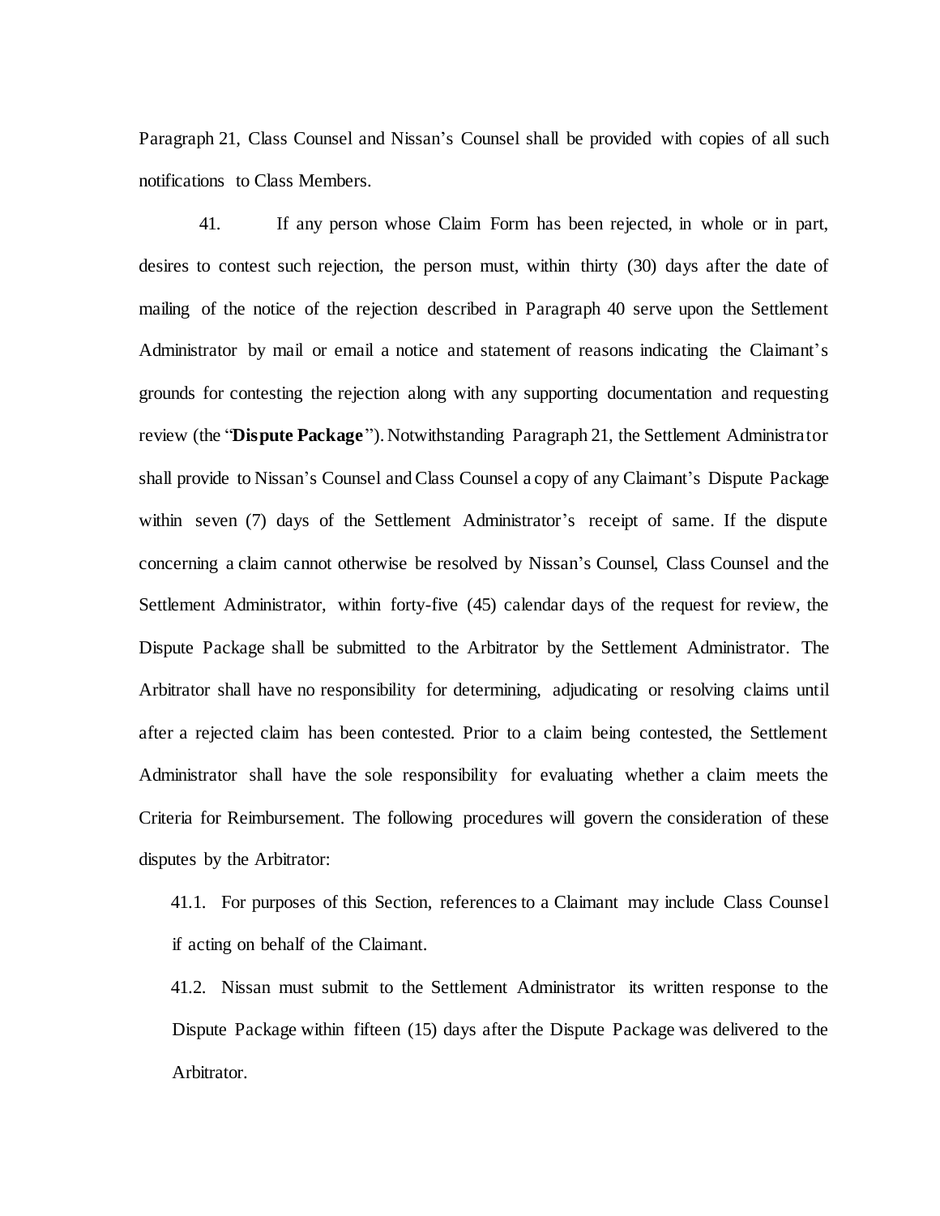Paragraph 21, Class Counsel and Nissan's Counsel shall be provided with copies of all such notifications to Class Members.

41. If any person whose Claim Form has been rejected, in whole or in part, desires to contest such rejection, the person must, within thirty (30) days after the date of mailing of the notice of the rejection described in Paragraph 40 serve upon the Settlement Administrator by mail or email a notice and statement of reasons indicating the Claimant's grounds for contesting the rejection along with any supporting documentation and requesting review (the "**Dispute Package**"). Notwithstanding Paragraph 21, the Settlement Administrator shall provide to Nissan's Counsel and Class Counsel a copy of any Claimant's Dispute Package within seven (7) days of the Settlement Administrator's receipt of same. If the dispute concerning a claim cannot otherwise be resolved by Nissan's Counsel, Class Counsel and the Settlement Administrator, within forty-five (45) calendar days of the request for review, the Dispute Package shall be submitted to the Arbitrator by the Settlement Administrator. The Arbitrator shall have no responsibility for determining, adjudicating or resolving claims until after a rejected claim has been contested. Prior to a claim being contested, the Settlement Administrator shall have the sole responsibility for evaluating whether a claim meets the Criteria for Reimbursement. The following procedures will govern the consideration of these disputes by the Arbitrator:

41.1. For purposes of this Section, references to a Claimant may include Class Counsel if acting on behalf of the Claimant.

41.2. Nissan must submit to the Settlement Administrator its written response to the Dispute Package within fifteen (15) days after the Dispute Package was delivered to the Arbitrator.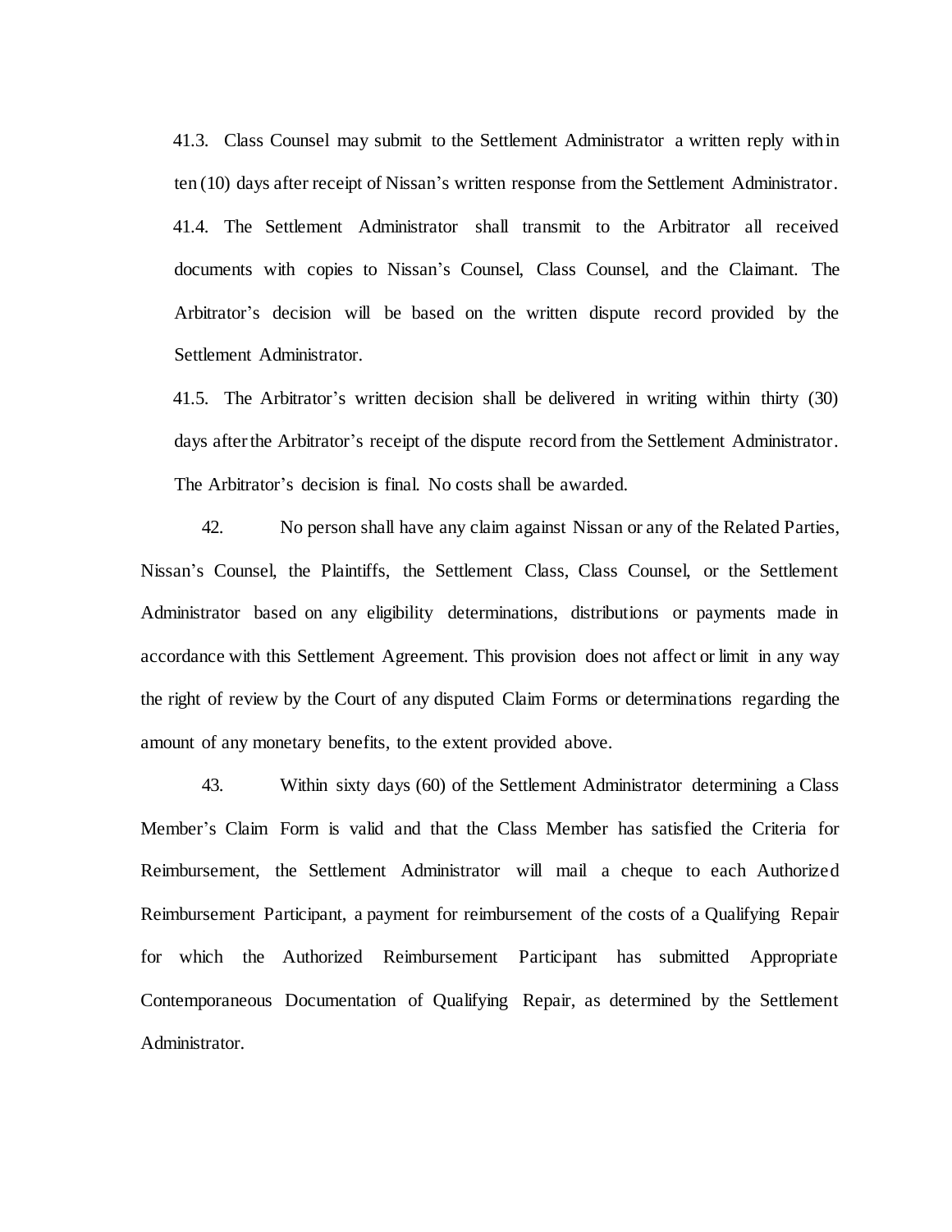41.3. Class Counsel may submit to the Settlement Administrator a written reply within ten (10) days after receipt of Nissan's written response from the Settlement Administrator.

41.4. The Settlement Administrator shall transmit to the Arbitrator all received documents with copies to Nissan's Counsel, Class Counsel, and the Claimant. The Arbitrator's decision will be based on the written dispute record provided by the Settlement Administrator.

41.5. The Arbitrator's written decision shall be delivered in writing within thirty (30) days after the Arbitrator's receipt of the dispute record from the Settlement Administrator. The Arbitrator's decision is final. No costs shall be awarded.

42. No person shall have any claim against Nissan or any of the Related Parties, Nissan's Counsel, the Plaintiffs, the Settlement Class, Class Counsel, or the Settlement Administrator based on any eligibility determinations, distributions or payments made in accordance with this Settlement Agreement. This provision does not affect or limit in any way the right of review by the Court of any disputed Claim Forms or determinations regarding the amount of any monetary benefits, to the extent provided above.

43. Within sixty days (60) of the Settlement Administrator determining a Class Member's Claim Form is valid and that the Class Member has satisfied the Criteria for Reimbursement, the Settlement Administrator will mail a cheque to each Authorized Reimbursement Participant, a payment for reimbursement of the costs of a Qualifying Repair for which the Authorized Reimbursement Participant has submitted Appropriate Contemporaneous Documentation of Qualifying Repair, as determined by the Settlement Administrator.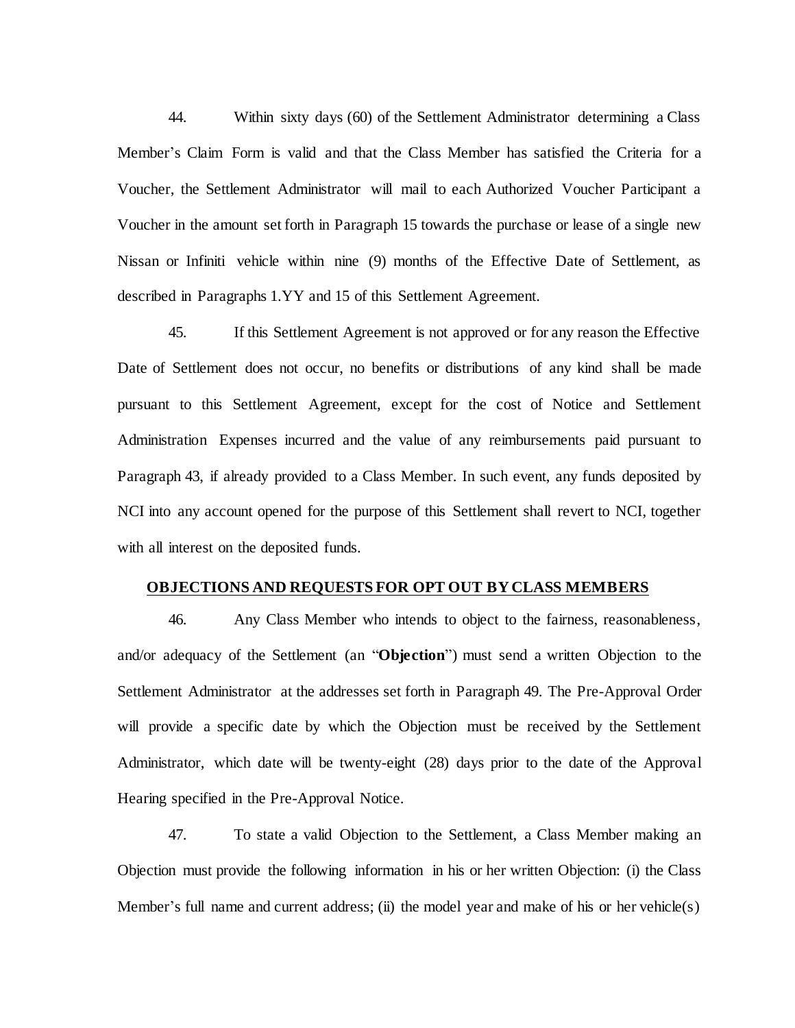44. Within sixty days (60) of the Settlement Administrator determining a Class Member's Claim Form is valid and that the Class Member has satisfied the Criteria for a Voucher, the Settlement Administrator will mail to each Authorized Voucher Participant a Voucher in the amount set forth in Paragraph 15 towards the purchase or lease of a single new Nissan or Infiniti vehicle within nine (9) months of the Effective Date of Settlement, as described in Paragraphs 1.YY and 15 of this Settlement Agreement.

45. If this Settlement Agreement is not approved or for any reason the Effective Date of Settlement does not occur, no benefits or distributions of any kind shall be made pursuant to this Settlement Agreement, except for the cost of Notice and Settlement Administration Expenses incurred and the value of any reimbursements paid pursuant to Paragraph 43, if already provided to a Class Member. In such event, any funds deposited by NCI into any account opened for the purpose of this Settlement shall revert to NCI, together with all interest on the deposited funds.

## OBJECTIONS AND REQUESTS FOR OPT OUT BY CLASS MEMBERS

46. Any Class Member who intends to object to the fairness, reasonableness, and/or adequacy of the Settlement (an "**Objection**") must send a written Objection to the Settlement Administrator at the addresses set forth in Paragraph 49. The Pre-Approval Order will provide a specific date by which the Objection must be received by the Settlement Administrator, which date will be twenty-eight (28) days prior to the date of the Approval Hearing specified in the Pre-Approval Notice.

47. To state a valid Objection to the Settlement, a Class Member making an Objection must provide the following information in his or her written Objection: (i) the Class Member's full name and current address; (ii) the model year and make of his or her vehicle(s)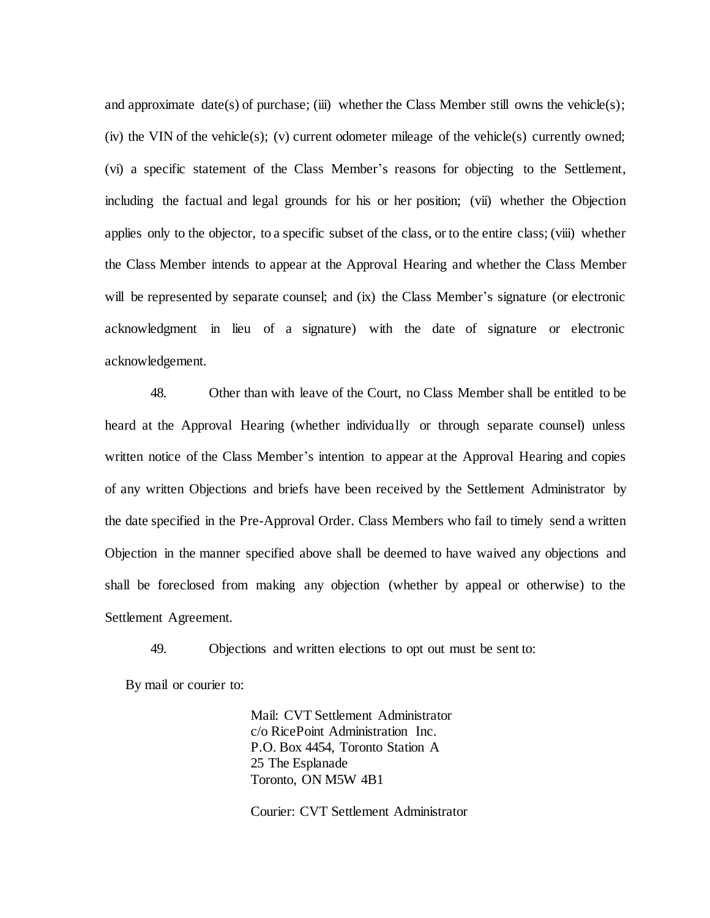and approximate date(s) of purchase; (iii) whether the Class Member still owns the vehicle(s); (iv) the VIN of the vehicle(s); (v) current odometer mileage of the vehicle(s) currently owned; (vi) a specific statement of the Class Member's reasons for objecting to the Settlement, including the factual and legal grounds for his or her position; (vii) whether the Objection applies only to the objector, to a specific subset of the class, or to the entire class; (viii) whether the Class Member intends to appear at the Approval Hearing and whether the Class Member will be represented by separate counsel; and (ix) the Class Member's signature (or electronic acknowledgment in lieu of a signature) with the date of signature or electronic acknowledgement.

48. Other than with leave of the Court, no Class Member shall be entitled to be heard at the Approval Hearing (whether individually or through separate counsel) unless written notice of the Class Member's intention to appear at the Approval Hearing and copies of any written Objections and briefs have been received by the Settlement Administrator by the date specified in the Pre-Approval Order. Class Members who fail to timely send a written Objection in the manner specified above shall be deemed to have waived any objections and shall be foreclosed from making any objection (whether by appeal or otherwise) to the Settlement Agreement.

49. Objections and written elections to opt out must be sent to:

By mail or courier to:

> Mail: CVT Settlement Administrator
> c/o RicePoint Administration Inc.
> P.O. Box 4454, Toronto Station A
> 25 The Esplanade
> Toronto, ON M5W 4B1
>
> Courier: CVT Settlement Administrator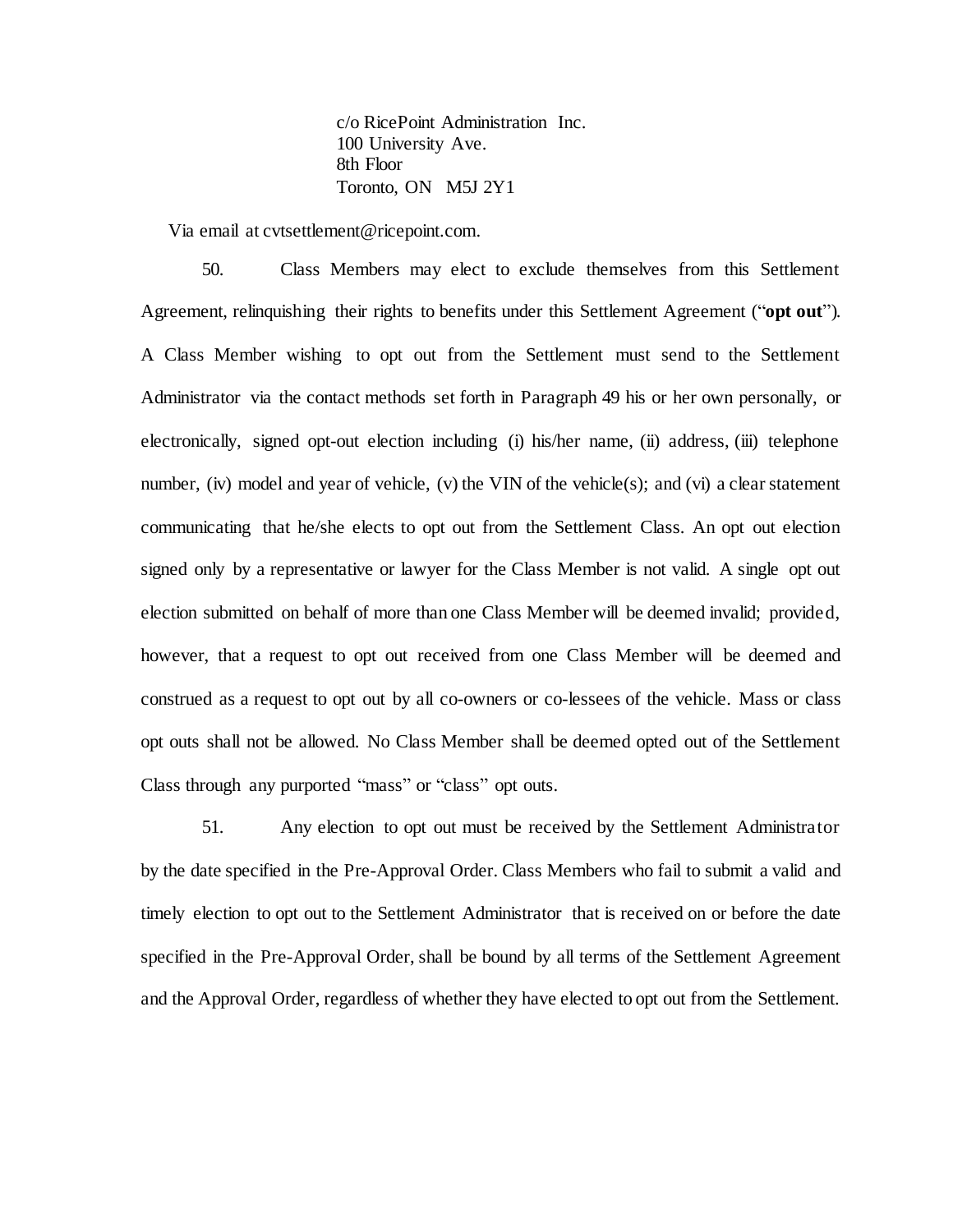c/o RicePoint Administration Inc.
100 University Ave.
8th Floor
Toronto, ON M5J 2Y1

Via email at cvtsettlement@ricepoint.com.

50. Class Members may elect to exclude themselves from this Settlement Agreement, relinquishing their rights to benefits under this Settlement Agreement ("**opt out**"). A Class Member wishing to opt out from the Settlement must send to the Settlement Administrator via the contact methods set forth in Paragraph 49 his or her own personally, or electronically, signed opt-out election including (i) his/her name, (ii) address, (iii) telephone number, (iv) model and year of vehicle, (v) the VIN of the vehicle(s); and (vi) a clear statement communicating that he/she elects to opt out from the Settlement Class. An opt out election signed only by a representative or lawyer for the Class Member is not valid. A single opt out election submitted on behalf of more than one Class Member will be deemed invalid; provided, however, that a request to opt out received from one Class Member will be deemed and construed as a request to opt out by all co-owners or co-lessees of the vehicle. Mass or class opt outs shall not be allowed. No Class Member shall be deemed opted out of the Settlement Class through any purported "mass" or "class" opt outs.

51. Any election to opt out must be received by the Settlement Administrator by the date specified in the Pre-Approval Order. Class Members who fail to submit a valid and timely election to opt out to the Settlement Administrator that is received on or before the date specified in the Pre-Approval Order, shall be bound by all terms of the Settlement Agreement and the Approval Order, regardless of whether they have elected to opt out from the Settlement.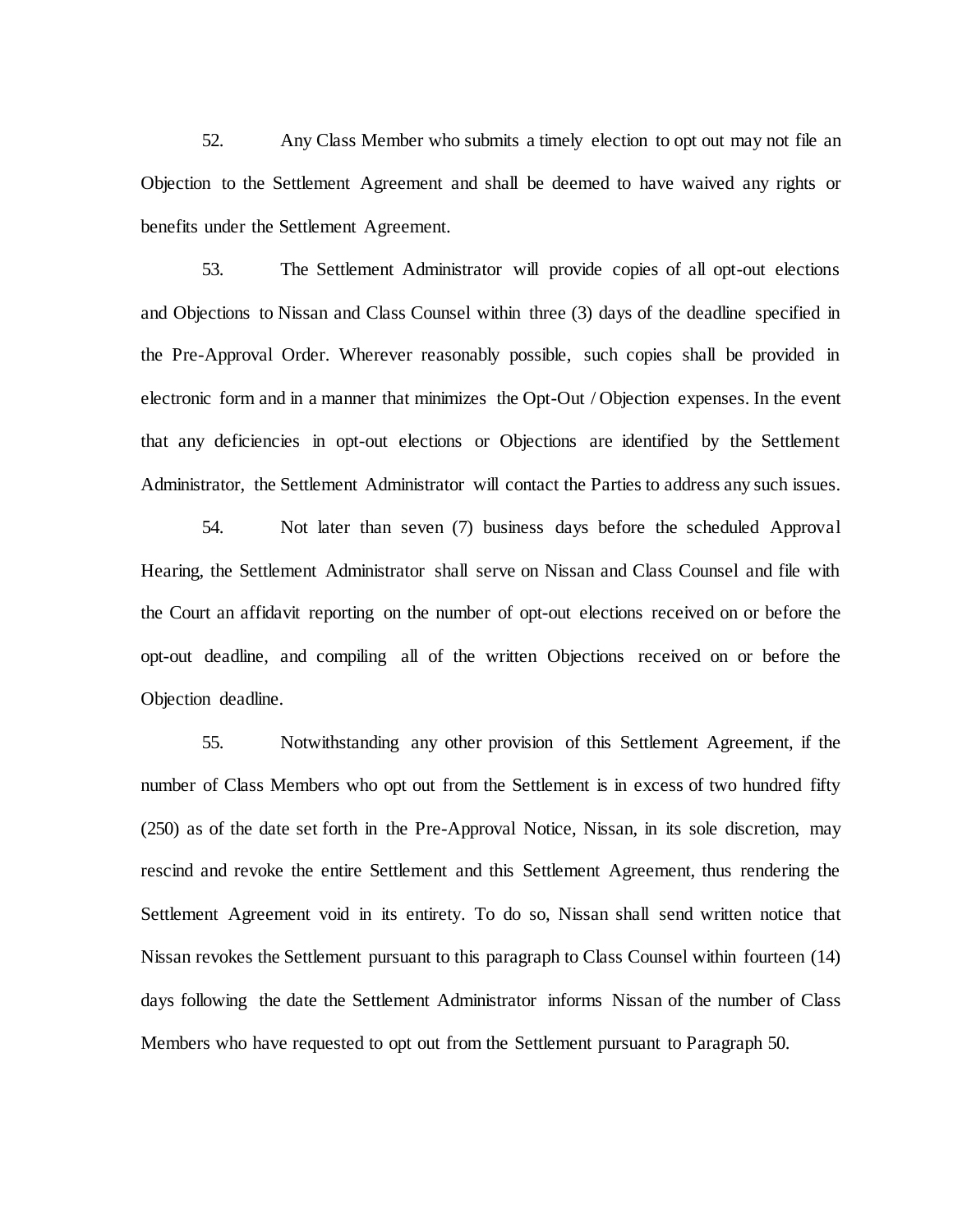52. Any Class Member who submits a timely election to opt out may not file an Objection to the Settlement Agreement and shall be deemed to have waived any rights or benefits under the Settlement Agreement.

53. The Settlement Administrator will provide copies of all opt-out elections and Objections to Nissan and Class Counsel within three (3) days of the deadline specified in the Pre-Approval Order. Wherever reasonably possible, such copies shall be provided in electronic form and in a manner that minimizes the Opt-Out / Objection expenses. In the event that any deficiencies in opt-out elections or Objections are identified by the Settlement Administrator, the Settlement Administrator will contact the Parties to address any such issues.

54. Not later than seven (7) business days before the scheduled Approval Hearing, the Settlement Administrator shall serve on Nissan and Class Counsel and file with the Court an affidavit reporting on the number of opt-out elections received on or before the opt-out deadline, and compiling all of the written Objections received on or before the Objection deadline.

55. Notwithstanding any other provision of this Settlement Agreement, if the number of Class Members who opt out from the Settlement is in excess of two hundred fifty (250) as of the date set forth in the Pre-Approval Notice, Nissan, in its sole discretion, may rescind and revoke the entire Settlement and this Settlement Agreement, thus rendering the Settlement Agreement void in its entirety. To do so, Nissan shall send written notice that Nissan revokes the Settlement pursuant to this paragraph to Class Counsel within fourteen (14) days following the date the Settlement Administrator informs Nissan of the number of Class Members who have requested to opt out from the Settlement pursuant to Paragraph 50.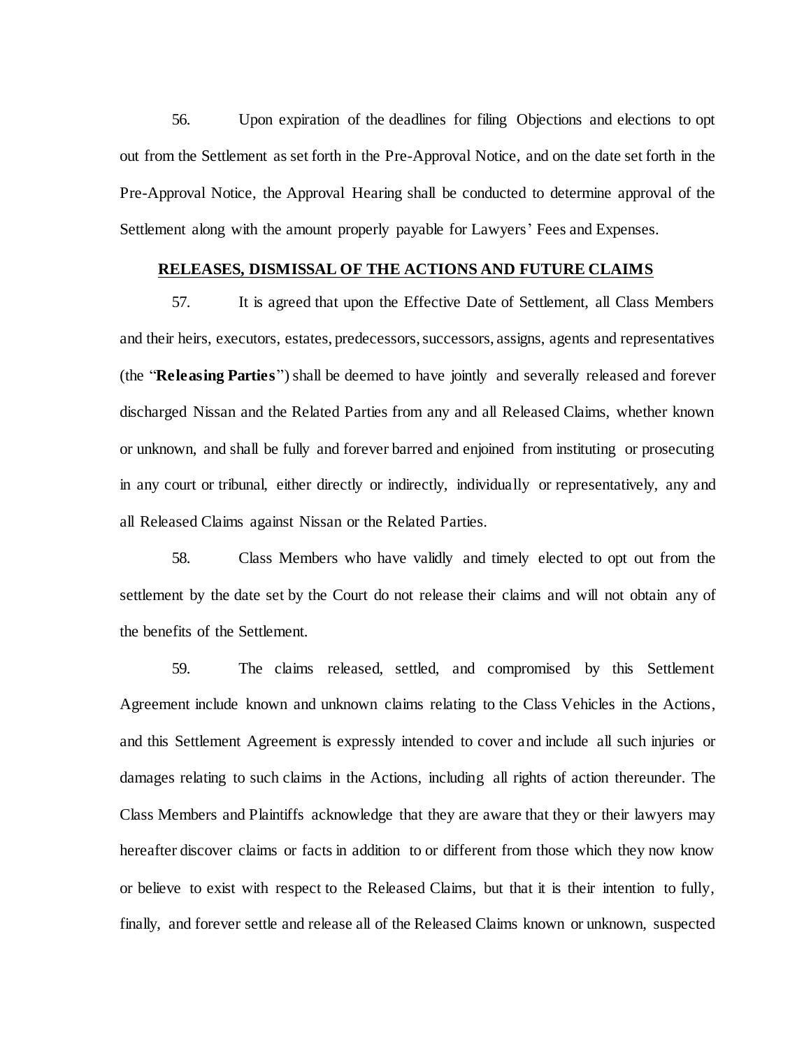56. Upon expiration of the deadlines for filing Objections and elections to opt out from the Settlement as set forth in the Pre-Approval Notice, and on the date set forth in the Pre-Approval Notice, the Approval Hearing shall be conducted to determine approval of the Settlement along with the amount properly payable for Lawyers' Fees and Expenses.

## RELEASES, DISMISSAL OF THE ACTIONS AND FUTURE CLAIMS

57. It is agreed that upon the Effective Date of Settlement, all Class Members and their heirs, executors, estates, predecessors, successors, assigns, agents and representatives (the "**Releasing Parties**") shall be deemed to have jointly and severally released and forever discharged Nissan and the Related Parties from any and all Released Claims, whether known or unknown, and shall be fully and forever barred and enjoined from instituting or prosecuting in any court or tribunal, either directly or indirectly, individually or representatively, any and all Released Claims against Nissan or the Related Parties.

58. Class Members who have validly and timely elected to opt out from the settlement by the date set by the Court do not release their claims and will not obtain any of the benefits of the Settlement.

59. The claims released, settled, and compromised by this Settlement Agreement include known and unknown claims relating to the Class Vehicles in the Actions, and this Settlement Agreement is expressly intended to cover and include all such injuries or damages relating to such claims in the Actions, including all rights of action thereunder. The Class Members and Plaintiffs acknowledge that they are aware that they or their lawyers may hereafter discover claims or facts in addition to or different from those which they now know or believe to exist with respect to the Released Claims, but that it is their intention to fully, finally, and forever settle and release all of the Released Claims known or unknown, suspected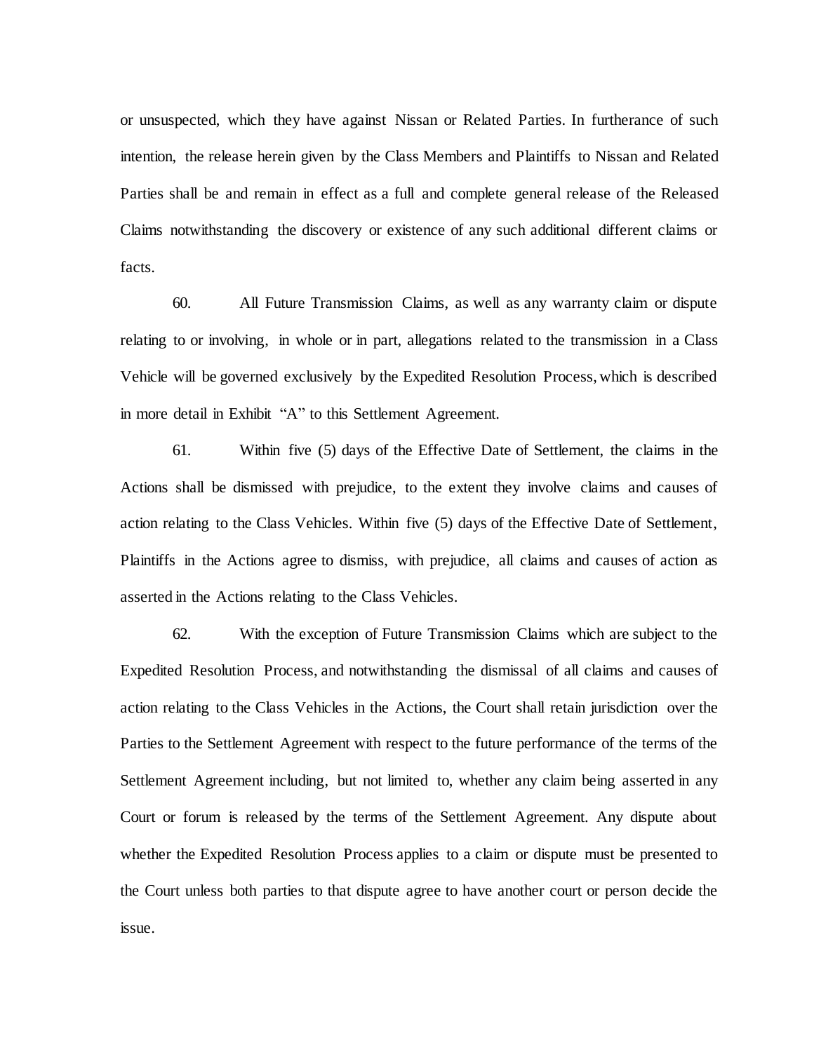or unsuspected, which they have against Nissan or Related Parties. In furtherance of such intention, the release herein given by the Class Members and Plaintiffs to Nissan and Related Parties shall be and remain in effect as a full and complete general release of the Released Claims notwithstanding the discovery or existence of any such additional different claims or facts.

60. All Future Transmission Claims, as well as any warranty claim or dispute relating to or involving, in whole or in part, allegations related to the transmission in a Class Vehicle will be governed exclusively by the Expedited Resolution Process, which is described in more detail in Exhibit "A" to this Settlement Agreement.

61. Within five (5) days of the Effective Date of Settlement, the claims in the Actions shall be dismissed with prejudice, to the extent they involve claims and causes of action relating to the Class Vehicles. Within five (5) days of the Effective Date of Settlement, Plaintiffs in the Actions agree to dismiss, with prejudice, all claims and causes of action as asserted in the Actions relating to the Class Vehicles.

62. With the exception of Future Transmission Claims which are subject to the Expedited Resolution Process, and notwithstanding the dismissal of all claims and causes of action relating to the Class Vehicles in the Actions, the Court shall retain jurisdiction over the Parties to the Settlement Agreement with respect to the future performance of the terms of the Settlement Agreement including, but not limited to, whether any claim being asserted in any Court or forum is released by the terms of the Settlement Agreement. Any dispute about whether the Expedited Resolution Process applies to a claim or dispute must be presented to the Court unless both parties to that dispute agree to have another court or person decide the issue.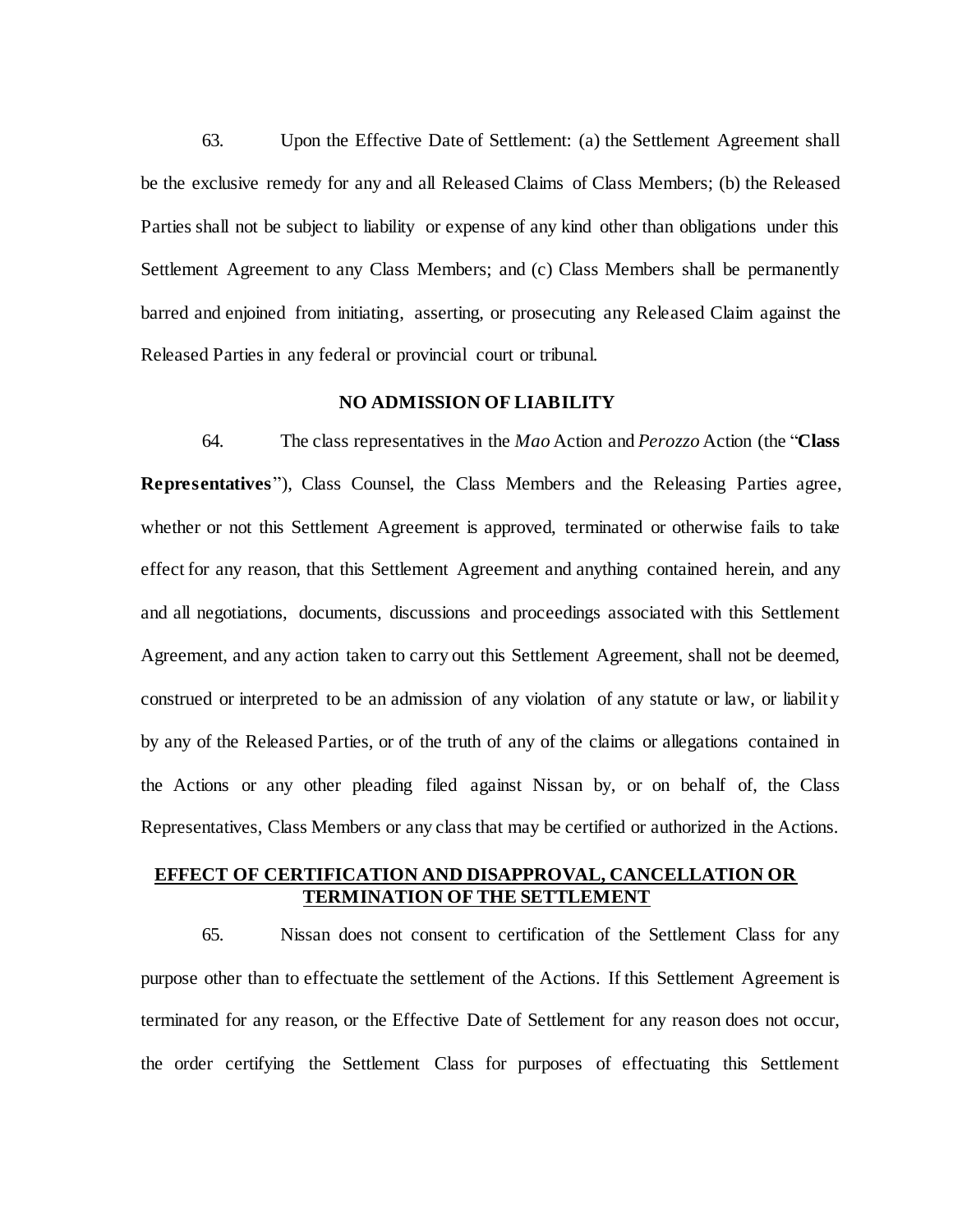63. Upon the Effective Date of Settlement: (a) the Settlement Agreement shall be the exclusive remedy for any and all Released Claims of Class Members; (b) the Released Parties shall not be subject to liability or expense of any kind other than obligations under this Settlement Agreement to any Class Members; and (c) Class Members shall be permanently barred and enjoined from initiating, asserting, or prosecuting any Released Claim against the Released Parties in any federal or provincial court or tribunal.

**NO ADMISSION OF LIABILITY**

64. The class representatives in the *Mao* Action and *Perozzo* Action (the "**Class Representatives**"), Class Counsel, the Class Members and the Releasing Parties agree, whether or not this Settlement Agreement is approved, terminated or otherwise fails to take effect for any reason, that this Settlement Agreement and anything contained herein, and any and all negotiations, documents, discussions and proceedings associated with this Settlement Agreement, and any action taken to carry out this Settlement Agreement, shall not be deemed, construed or interpreted to be an admission of any violation of any statute or law, or liability by any of the Released Parties, or of the truth of any of the claims or allegations contained in the Actions or any other pleading filed against Nissan by, or on behalf of, the Class Representatives, Class Members or any class that may be certified or authorized in the Actions.

**EFFECT OF CERTIFICATION AND DISAPPROVAL, CANCELLATION OR TERMINATION OF THE SETTLEMENT**

65. Nissan does not consent to certification of the Settlement Class for any purpose other than to effectuate the settlement of the Actions. If this Settlement Agreement is terminated for any reason, or the Effective Date of Settlement for any reason does not occur, the order certifying the Settlement Class for purposes of effectuating this Settlement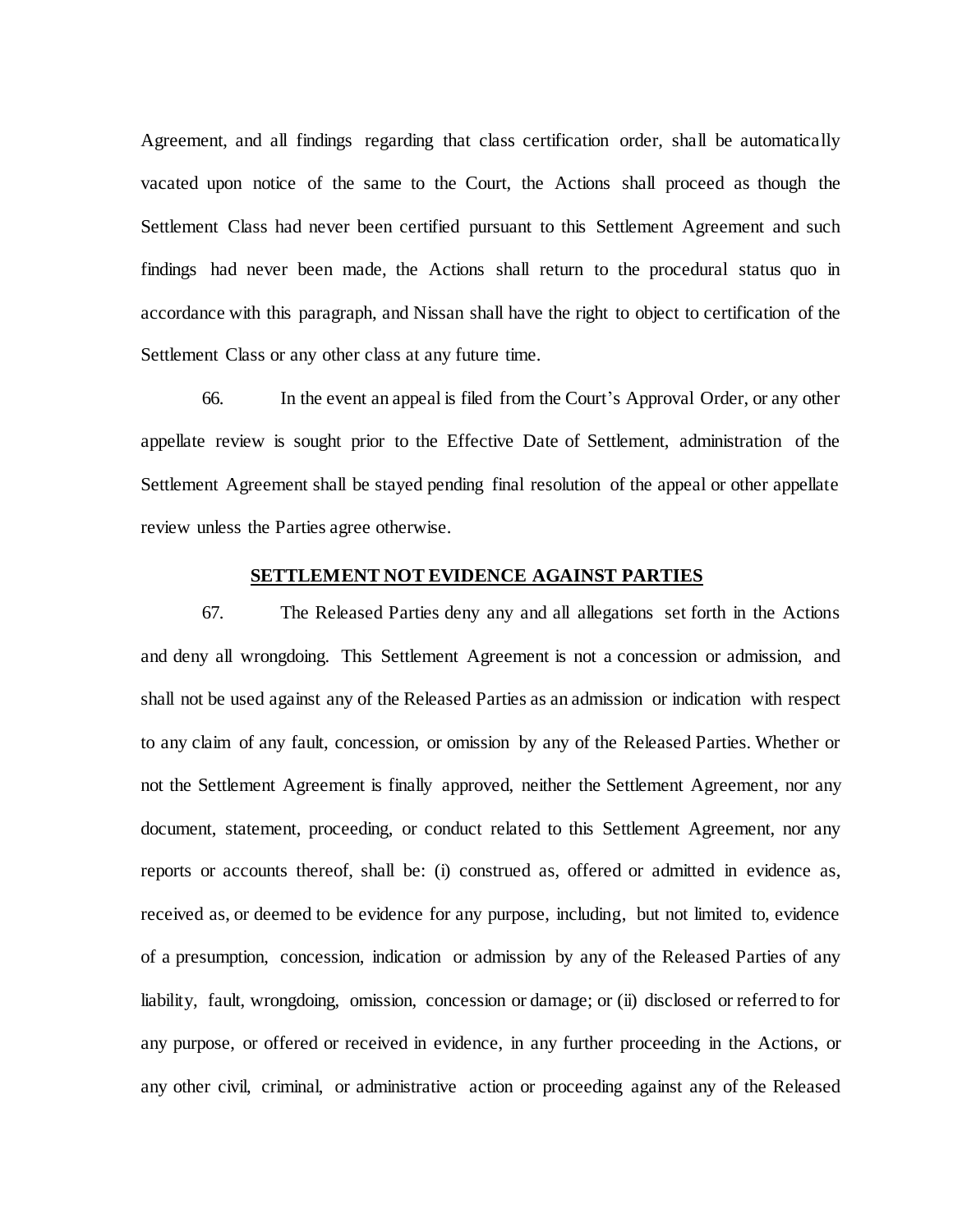Agreement, and all findings regarding that class certification order, shall be automatically vacated upon notice of the same to the Court, the Actions shall proceed as though the Settlement Class had never been certified pursuant to this Settlement Agreement and such findings had never been made, the Actions shall return to the procedural status quo in accordance with this paragraph, and Nissan shall have the right to object to certification of the Settlement Class or any other class at any future time.

66. In the event an appeal is filed from the Court's Approval Order, or any other appellate review is sought prior to the Effective Date of Settlement, administration of the Settlement Agreement shall be stayed pending final resolution of the appeal or other appellate review unless the Parties agree otherwise.

## SETTLEMENT NOT EVIDENCE AGAINST PARTIES

67. The Released Parties deny any and all allegations set forth in the Actions and deny all wrongdoing. This Settlement Agreement is not a concession or admission, and shall not be used against any of the Released Parties as an admission or indication with respect to any claim of any fault, concession, or omission by any of the Released Parties. Whether or not the Settlement Agreement is finally approved, neither the Settlement Agreement, nor any document, statement, proceeding, or conduct related to this Settlement Agreement, nor any reports or accounts thereof, shall be: (i) construed as, offered or admitted in evidence as, received as, or deemed to be evidence for any purpose, including, but not limited to, evidence of a presumption, concession, indication or admission by any of the Released Parties of any liability, fault, wrongdoing, omission, concession or damage; or (ii) disclosed or referred to for any purpose, or offered or received in evidence, in any further proceeding in the Actions, or any other civil, criminal, or administrative action or proceeding against any of the Released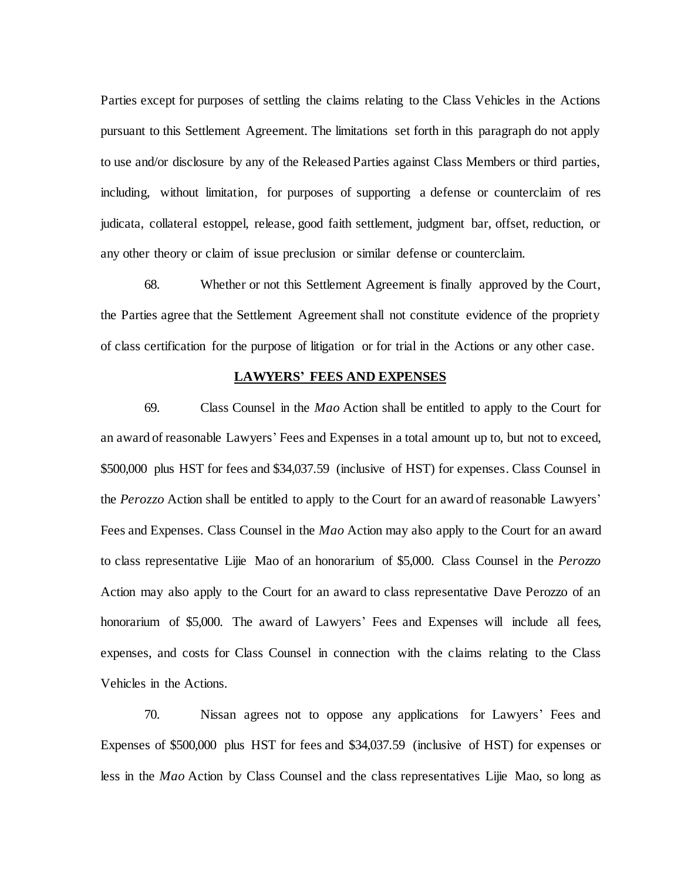Parties except for purposes of settling the claims relating to the Class Vehicles in the Actions pursuant to this Settlement Agreement. The limitations set forth in this paragraph do not apply to use and/or disclosure by any of the Released Parties against Class Members or third parties, including, without limitation, for purposes of supporting a defense or counterclaim of res judicata, collateral estoppel, release, good faith settlement, judgment bar, offset, reduction, or any other theory or claim of issue preclusion or similar defense or counterclaim.

68. Whether or not this Settlement Agreement is finally approved by the Court, the Parties agree that the Settlement Agreement shall not constitute evidence of the propriety of class certification for the purpose of litigation or for trial in the Actions or any other case.

**LAWYERS' FEES AND EXPENSES**

69. Class Counsel in the *Mao* Action shall be entitled to apply to the Court for an award of reasonable Lawyers' Fees and Expenses in a total amount up to, but not to exceed, $500,000 plus HST for fees and $34,037.59 (inclusive of HST) for expenses. Class Counsel in the *Perozzo* Action shall be entitled to apply to the Court for an award of reasonable Lawyers' Fees and Expenses. Class Counsel in the *Mao* Action may also apply to the Court for an award to class representative Lijie Mao of an honorarium of $5,000. Class Counsel in the *Perozzo* Action may also apply to the Court for an award to class representative Dave Perozzo of an honorarium of $5,000. The award of Lawyers' Fees and Expenses will include all fees, expenses, and costs for Class Counsel in connection with the claims relating to the Class Vehicles in the Actions.

70. Nissan agrees not to oppose any applications for Lawyers' Fees and Expenses of $500,000 plus HST for fees and $34,037.59 (inclusive of HST) for expenses or less in the *Mao* Action by Class Counsel and the class representatives Lijie Mao, so long as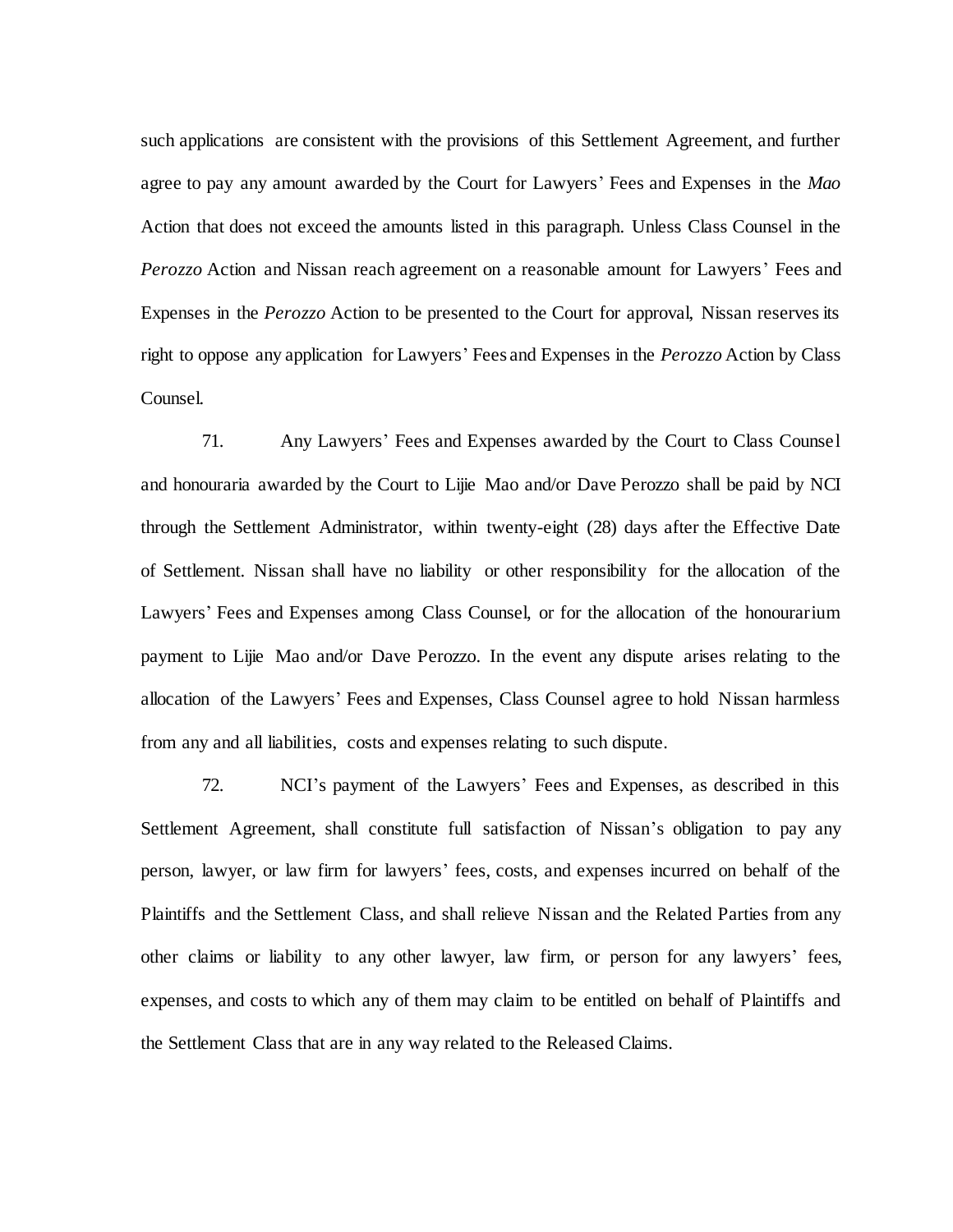such applications are consistent with the provisions of this Settlement Agreement, and further agree to pay any amount awarded by the Court for Lawyers' Fees and Expenses in the *Mao* Action that does not exceed the amounts listed in this paragraph. Unless Class Counsel in the *Perozzo* Action and Nissan reach agreement on a reasonable amount for Lawyers' Fees and Expenses in the *Perozzo* Action to be presented to the Court for approval, Nissan reserves its right to oppose any application for Lawyers' Fees and Expenses in the *Perozzo* Action by Class Counsel.

71. Any Lawyers' Fees and Expenses awarded by the Court to Class Counsel and honouraria awarded by the Court to Lijie Mao and/or Dave Perozzo shall be paid by NCI through the Settlement Administrator, within twenty-eight (28) days after the Effective Date of Settlement. Nissan shall have no liability or other responsibility for the allocation of the Lawyers' Fees and Expenses among Class Counsel, or for the allocation of the honourarium payment to Lijie Mao and/or Dave Perozzo. In the event any dispute arises relating to the allocation of the Lawyers' Fees and Expenses, Class Counsel agree to hold Nissan harmless from any and all liabilities, costs and expenses relating to such dispute.

72. NCI's payment of the Lawyers' Fees and Expenses, as described in this Settlement Agreement, shall constitute full satisfaction of Nissan's obligation to pay any person, lawyer, or law firm for lawyers' fees, costs, and expenses incurred on behalf of the Plaintiffs and the Settlement Class, and shall relieve Nissan and the Related Parties from any other claims or liability to any other lawyer, law firm, or person for any lawyers' fees, expenses, and costs to which any of them may claim to be entitled on behalf of Plaintiffs and the Settlement Class that are in any way related to the Released Claims.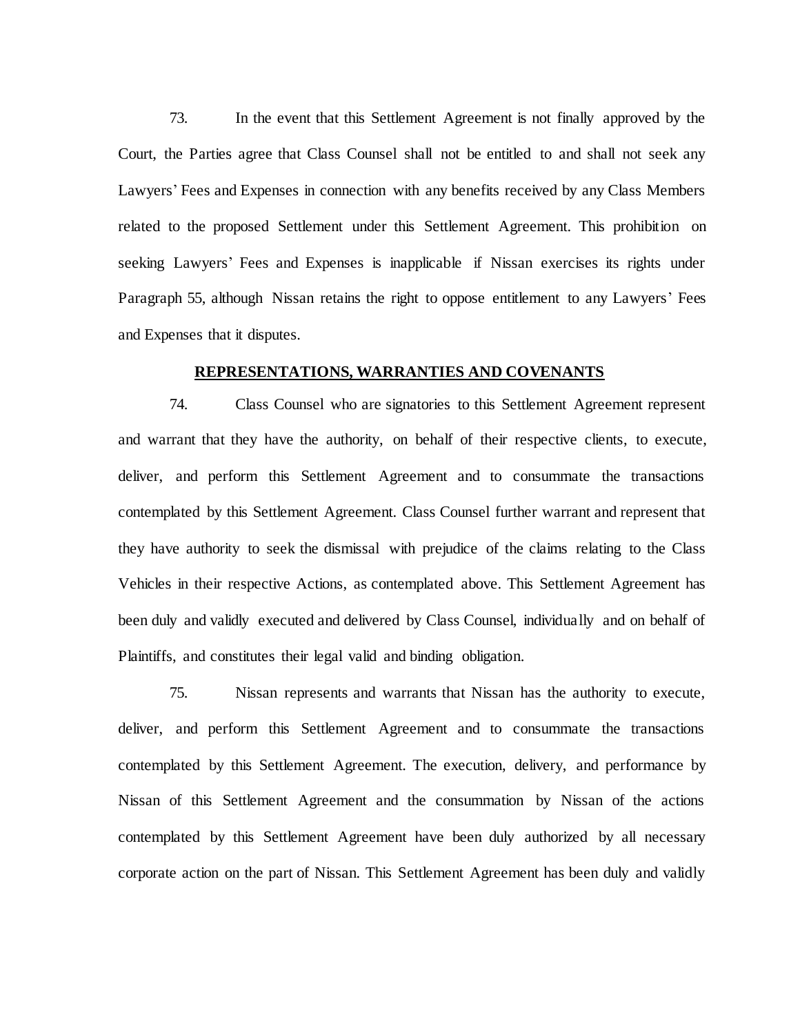73. In the event that this Settlement Agreement is not finally approved by the Court, the Parties agree that Class Counsel shall not be entitled to and shall not seek any Lawyers' Fees and Expenses in connection with any benefits received by any Class Members related to the proposed Settlement under this Settlement Agreement. This prohibition on seeking Lawyers' Fees and Expenses is inapplicable if Nissan exercises its rights under Paragraph 55, although Nissan retains the right to oppose entitlement to any Lawyers' Fees and Expenses that it disputes.

**REPRESENTATIONS, WARRANTIES AND COVENANTS**

74. Class Counsel who are signatories to this Settlement Agreement represent and warrant that they have the authority, on behalf of their respective clients, to execute, deliver, and perform this Settlement Agreement and to consummate the transactions contemplated by this Settlement Agreement. Class Counsel further warrant and represent that they have authority to seek the dismissal with prejudice of the claims relating to the Class Vehicles in their respective Actions, as contemplated above. This Settlement Agreement has been duly and validly executed and delivered by Class Counsel, individually and on behalf of Plaintiffs, and constitutes their legal valid and binding obligation.

75. Nissan represents and warrants that Nissan has the authority to execute, deliver, and perform this Settlement Agreement and to consummate the transactions contemplated by this Settlement Agreement. The execution, delivery, and performance by Nissan of this Settlement Agreement and the consummation by Nissan of the actions contemplated by this Settlement Agreement have been duly authorized by all necessary corporate action on the part of Nissan. This Settlement Agreement has been duly and validly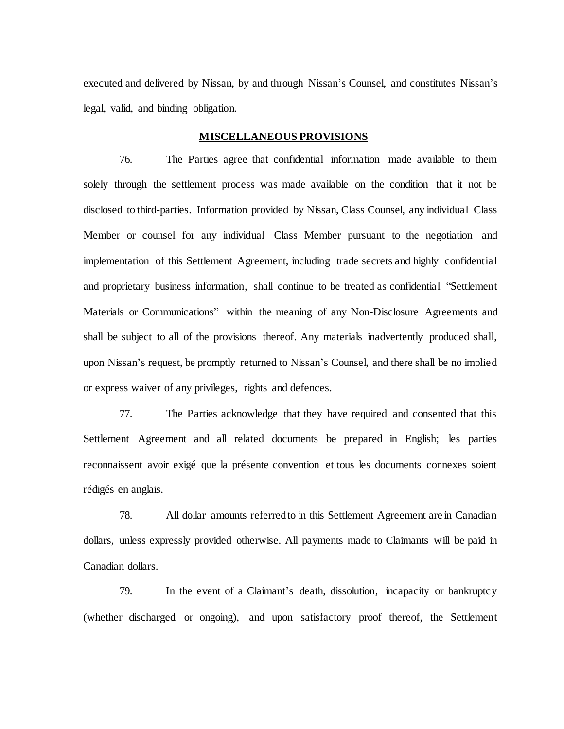executed and delivered by Nissan, by and through Nissan's Counsel, and constitutes Nissan's legal, valid, and binding obligation.

## MISCELLANEOUS PROVISIONS

76. The Parties agree that confidential information made available to them solely through the settlement process was made available on the condition that it not be disclosed to third-parties. Information provided by Nissan, Class Counsel, any individual Class Member or counsel for any individual Class Member pursuant to the negotiation and implementation of this Settlement Agreement, including trade secrets and highly confidential and proprietary business information, shall continue to be treated as confidential "Settlement Materials or Communications" within the meaning of any Non-Disclosure Agreements and shall be subject to all of the provisions thereof. Any materials inadvertently produced shall, upon Nissan's request, be promptly returned to Nissan's Counsel, and there shall be no implied or express waiver of any privileges, rights and defences.

77. The Parties acknowledge that they have required and consented that this Settlement Agreement and all related documents be prepared in English; les parties reconnaissent avoir exigé que la présente convention et tous les documents connexes soient rédigés en anglais.

78. All dollar amounts referred to in this Settlement Agreement are in Canadian dollars, unless expressly provided otherwise. All payments made to Claimants will be paid in Canadian dollars.

79. In the event of a Claimant's death, dissolution, incapacity or bankruptcy (whether discharged or ongoing), and upon satisfactory proof thereof, the Settlement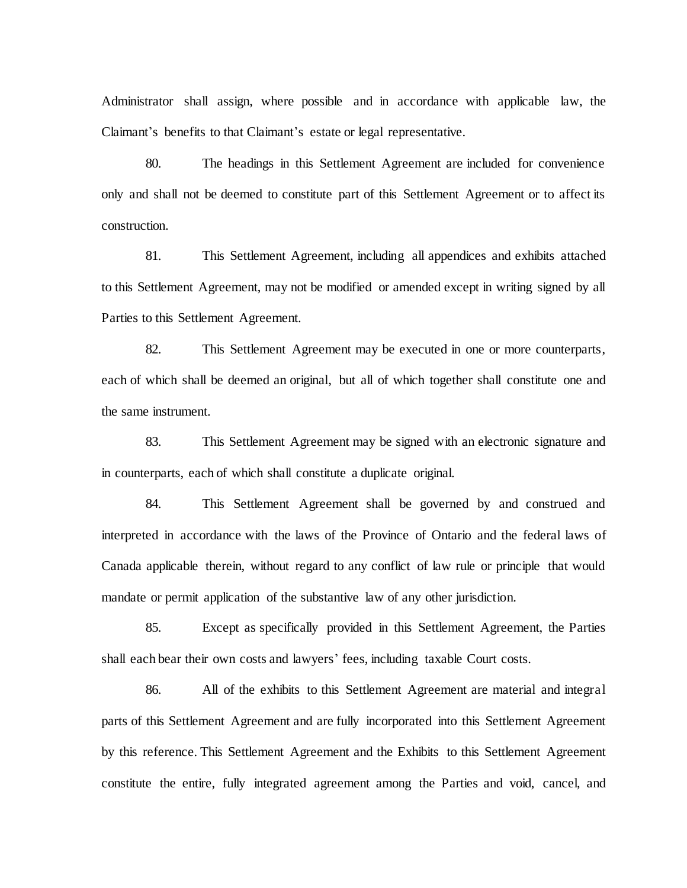Administrator shall assign, where possible and in accordance with applicable law, the Claimant's benefits to that Claimant's estate or legal representative.

80. The headings in this Settlement Agreement are included for convenience only and shall not be deemed to constitute part of this Settlement Agreement or to affect its construction.

81. This Settlement Agreement, including all appendices and exhibits attached to this Settlement Agreement, may not be modified or amended except in writing signed by all Parties to this Settlement Agreement.

82. This Settlement Agreement may be executed in one or more counterparts, each of which shall be deemed an original, but all of which together shall constitute one and the same instrument.

83. This Settlement Agreement may be signed with an electronic signature and in counterparts, each of which shall constitute a duplicate original.

84. This Settlement Agreement shall be governed by and construed and interpreted in accordance with the laws of the Province of Ontario and the federal laws of Canada applicable therein, without regard to any conflict of law rule or principle that would mandate or permit application of the substantive law of any other jurisdiction.

85. Except as specifically provided in this Settlement Agreement, the Parties shall each bear their own costs and lawyers' fees, including taxable Court costs.

86. All of the exhibits to this Settlement Agreement are material and integral parts of this Settlement Agreement and are fully incorporated into this Settlement Agreement by this reference. This Settlement Agreement and the Exhibits to this Settlement Agreement constitute the entire, fully integrated agreement among the Parties and void, cancel, and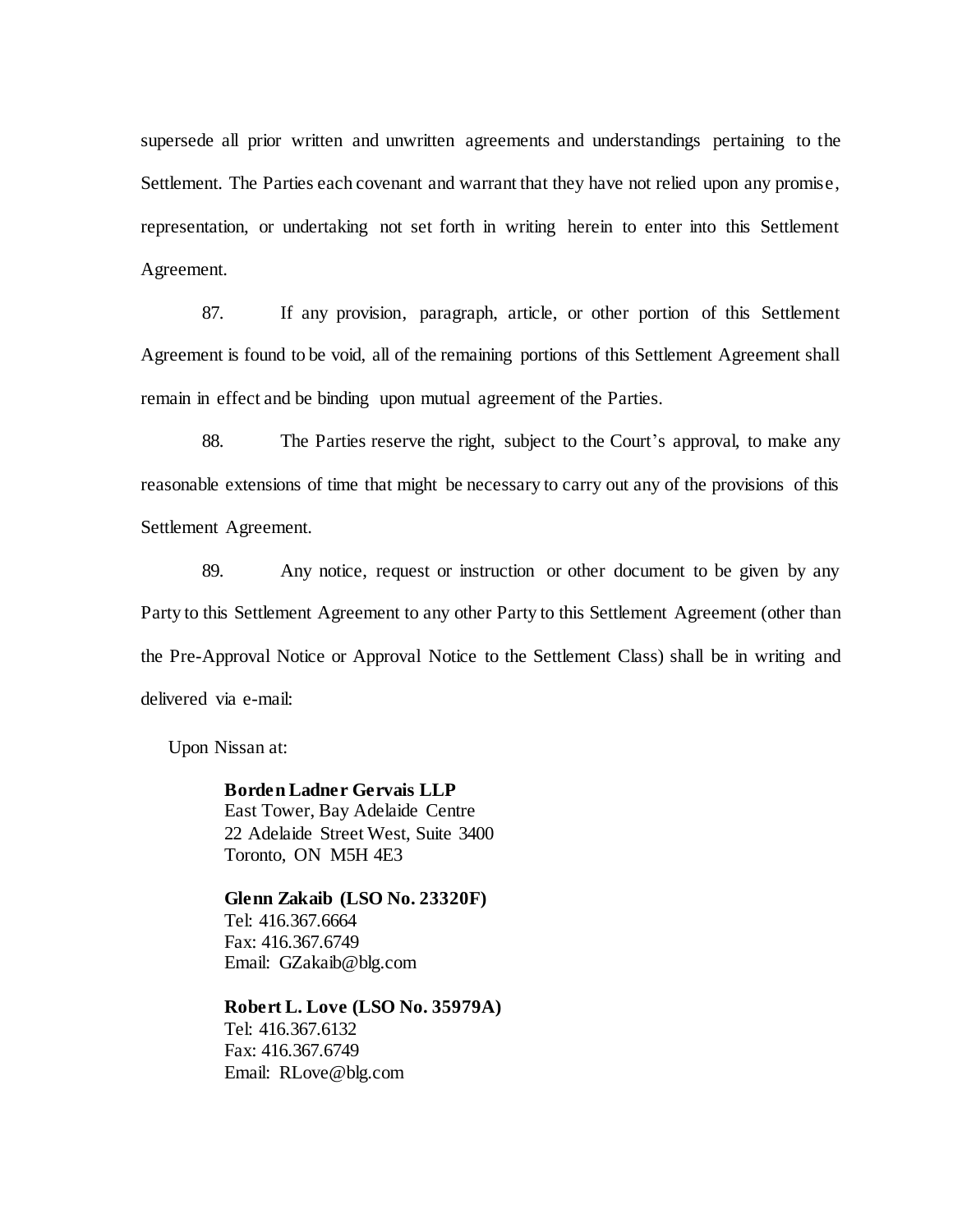supersede all prior written and unwritten agreements and understandings pertaining to the Settlement. The Parties each covenant and warrant that they have not relied upon any promise, representation, or undertaking not set forth in writing herein to enter into this Settlement Agreement.

87. If any provision, paragraph, article, or other portion of this Settlement Agreement is found to be void, all of the remaining portions of this Settlement Agreement shall remain in effect and be binding upon mutual agreement of the Parties.

88. The Parties reserve the right, subject to the Court's approval, to make any reasonable extensions of time that might be necessary to carry out any of the provisions of this Settlement Agreement.

89. Any notice, request or instruction or other document to be given by any Party to this Settlement Agreement to any other Party to this Settlement Agreement (other than the Pre-Approval Notice or Approval Notice to the Settlement Class) shall be in writing and delivered via e-mail:

Upon Nissan at:

**Borden Ladner Gervais LLP**
East Tower, Bay Adelaide Centre
22 Adelaide Street West, Suite 3400
Toronto, ON M5H 4E3

**Glenn Zakaib (LSO No. 23320F)**
Tel: 416.367.6664
Fax: 416.367.6749
Email: GZakaib@blg.com

**Robert L. Love (LSO No. 35979A)**
Tel: 416.367.6132
Fax: 416.367.6749
Email: RLove@blg.com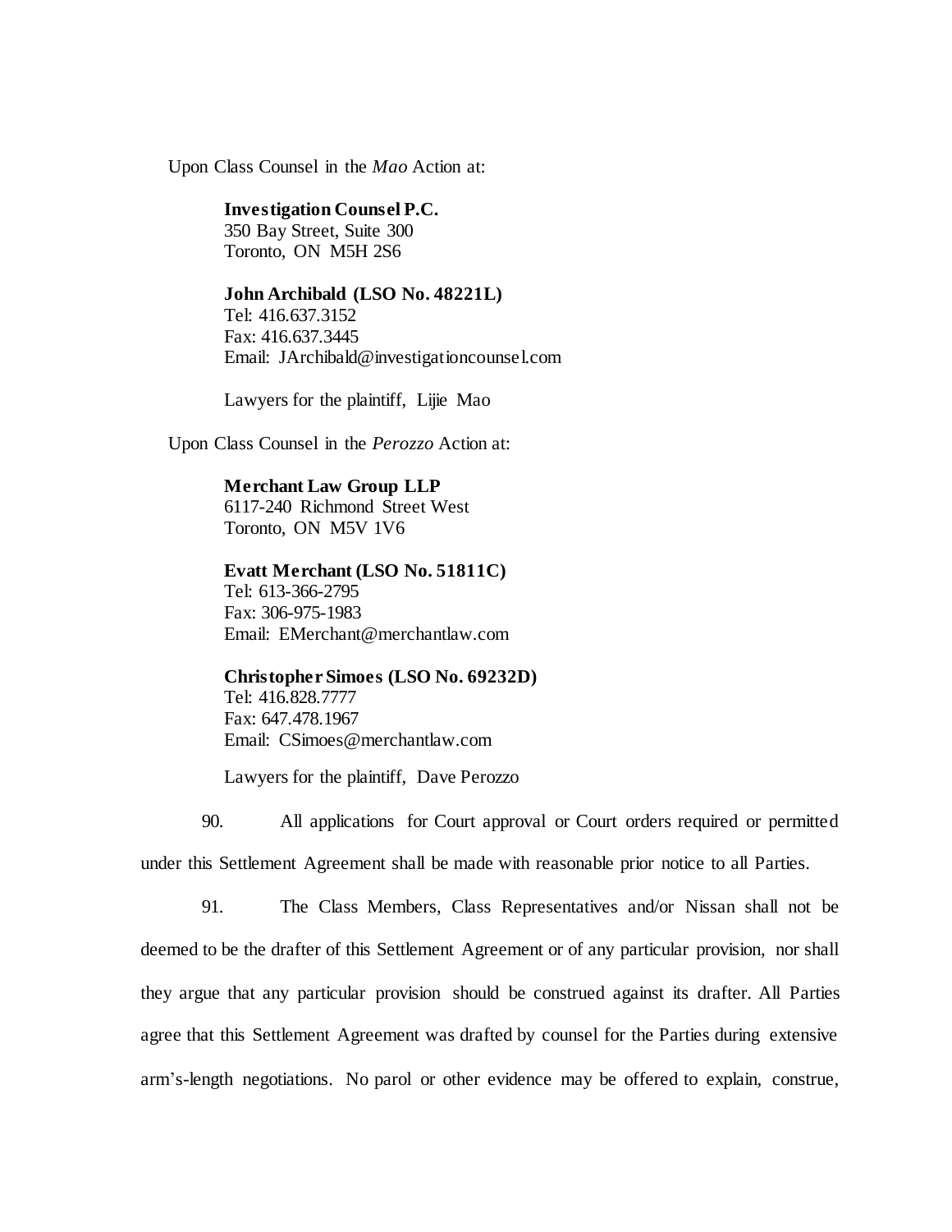Upon Class Counsel in the *Mao* Action at:

> **Investigation Counsel P.C.**
> 350 Bay Street, Suite 300
> Toronto, ON M5H 2S6
>
> **John Archibald (LSO No. 48221L)**
> Tel: 416.637.3152
> Fax: 416.637.3445
> Email: JArchibald@investigationcounsel.com
>
> Lawyers for the plaintiff, Lijie Mao

Upon Class Counsel in the *Perozzo* Action at:

> **Merchant Law Group LLP**
> 6117-240 Richmond Street West
> Toronto, ON M5V 1V6
>
> **Evatt Merchant (LSO No. 51811C)**
> Tel: 613-366-2795
> Fax: 306-975-1983
> Email: EMerchant@merchantlaw.com
>
> **Christopher Simoes (LSO No. 69232D)**
> Tel: 416.828.7777
> Fax: 647.478.1967
> Email: CSimoes@merchantlaw.com
>
> Lawyers for the plaintiff, Dave Perozzo

90. All applications for Court approval or Court orders required or permitted under this Settlement Agreement shall be made with reasonable prior notice to all Parties.

91. The Class Members, Class Representatives and/or Nissan shall not be deemed to be the drafter of this Settlement Agreement or of any particular provision, nor shall they argue that any particular provision should be construed against its drafter. All Parties agree that this Settlement Agreement was drafted by counsel for the Parties during extensive arm's-length negotiations. No parol or other evidence may be offered to explain, construe,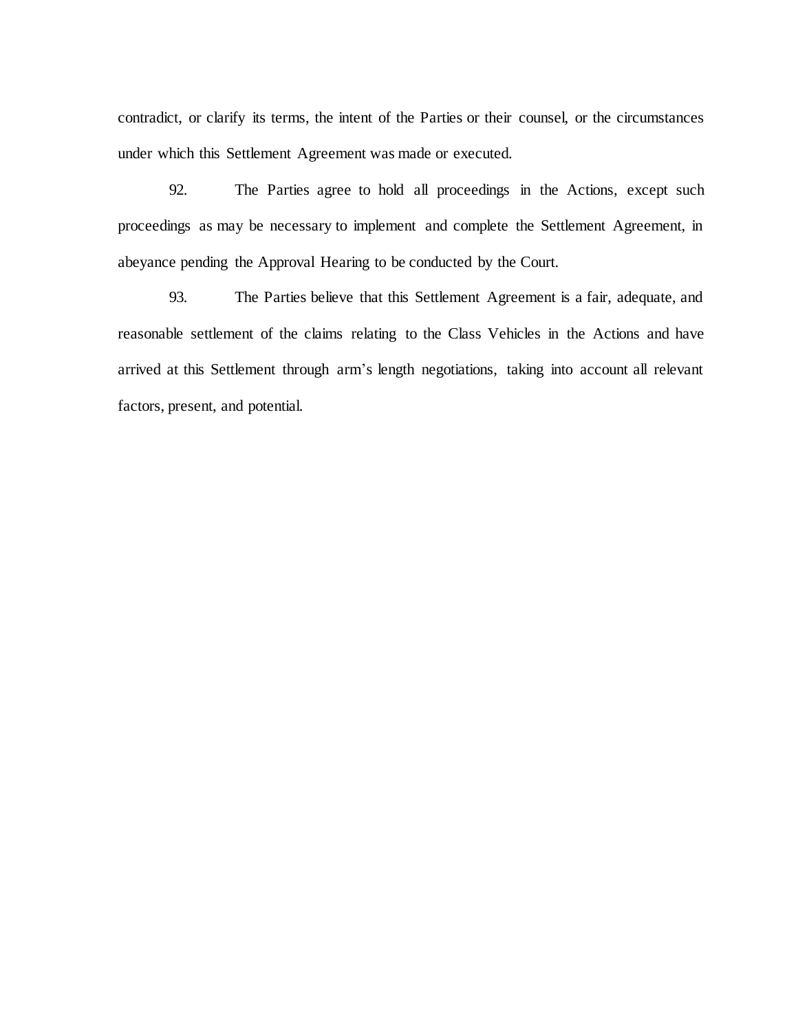contradict, or clarify its terms, the intent of the Parties or their counsel, or the circumstances under which this Settlement Agreement was made or executed.

92. The Parties agree to hold all proceedings in the Actions, except such proceedings as may be necessary to implement and complete the Settlement Agreement, in abeyance pending the Approval Hearing to be conducted by the Court.

93. The Parties believe that this Settlement Agreement is a fair, adequate, and reasonable settlement of the claims relating to the Class Vehicles in the Actions and have arrived at this Settlement through arm's length negotiations, taking into account all relevant factors, present, and potential.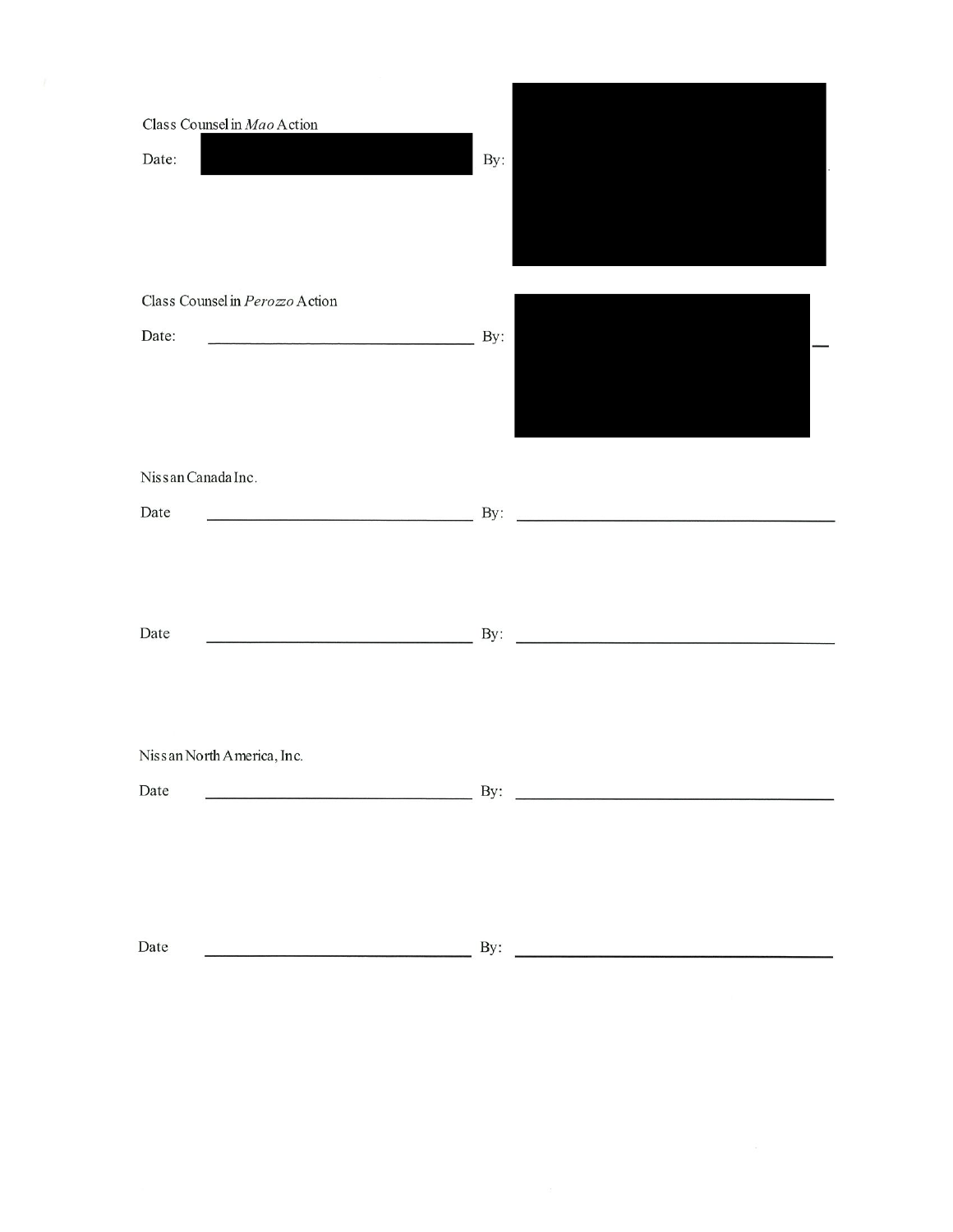Class Counsel in *Mao* Action

Date: [REDACTED] By: [REDACTED]

Class Counsel in *Perozzo* Action

Date: ______________________________ By: [REDACTED]

Nissan Canada Inc.

Date ______________________________ By: ______________________________

Date ______________________________ By: ______________________________

Nissan North America, Inc.

Date ______________________________ By: ______________________________

Date ______________________________ By: ______________________________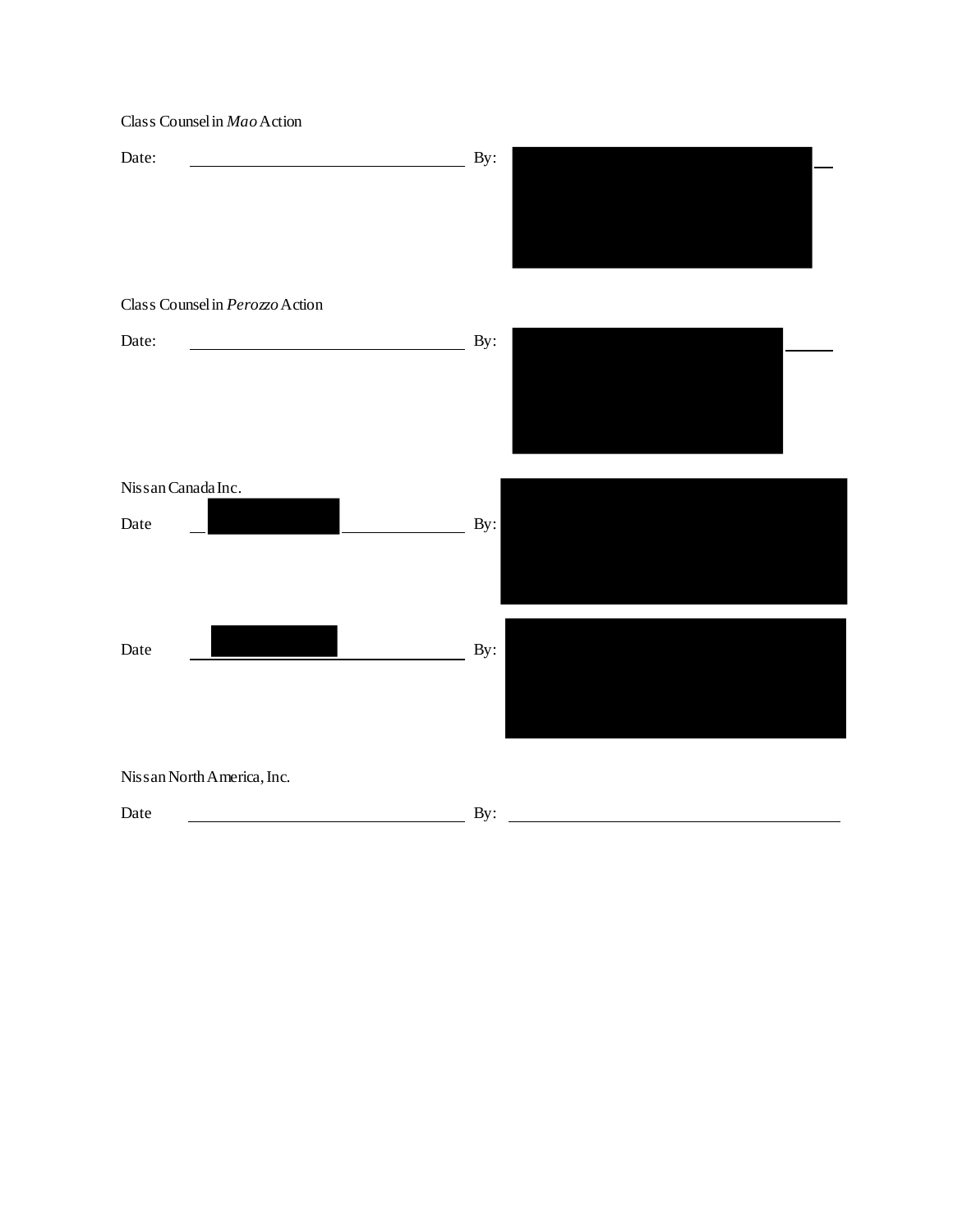Class Counsel in *Mao* Action

Date: \_\_\_\_\_\_\_\_\_\_\_\_\_\_\_\_\_\_\_\_\_\_\_\_ By: \_\_\_\_\_\_\_\_\_\_\_\_\_\_\_\_\_\_\_\_\_\_\_\_

Class Counsel in *Perozzo* Action

Date: \_\_\_\_\_\_\_\_\_\_\_\_\_\_\_\_\_\_\_\_\_\_\_\_ By: \_\_\_\_\_\_\_\_\_\_\_\_\_\_\_\_\_\_\_\_\_\_\_\_

Nissan Canada Inc.

Date \_\_\_\_\_\_\_\_\_\_\_\_\_\_\_\_\_\_\_\_\_\_\_\_ By: \_\_\_\_\_\_\_\_\_\_\_\_\_\_\_\_\_\_\_\_\_\_\_\_

Date \_\_\_\_\_\_\_\_\_\_\_\_\_\_\_\_\_\_\_\_\_\_\_\_ By: \_\_\_\_\_\_\_\_\_\_\_\_\_\_\_\_\_\_\_\_\_\_\_\_

Nissan North America, Inc.

Date \_\_\_\_\_\_\_\_\_\_\_\_\_\_\_\_\_\_\_\_\_\_\_\_ By: \_\_\_\_\_\_\_\_\_\_\_\_\_\_\_\_\_\_\_\_\_\_\_\_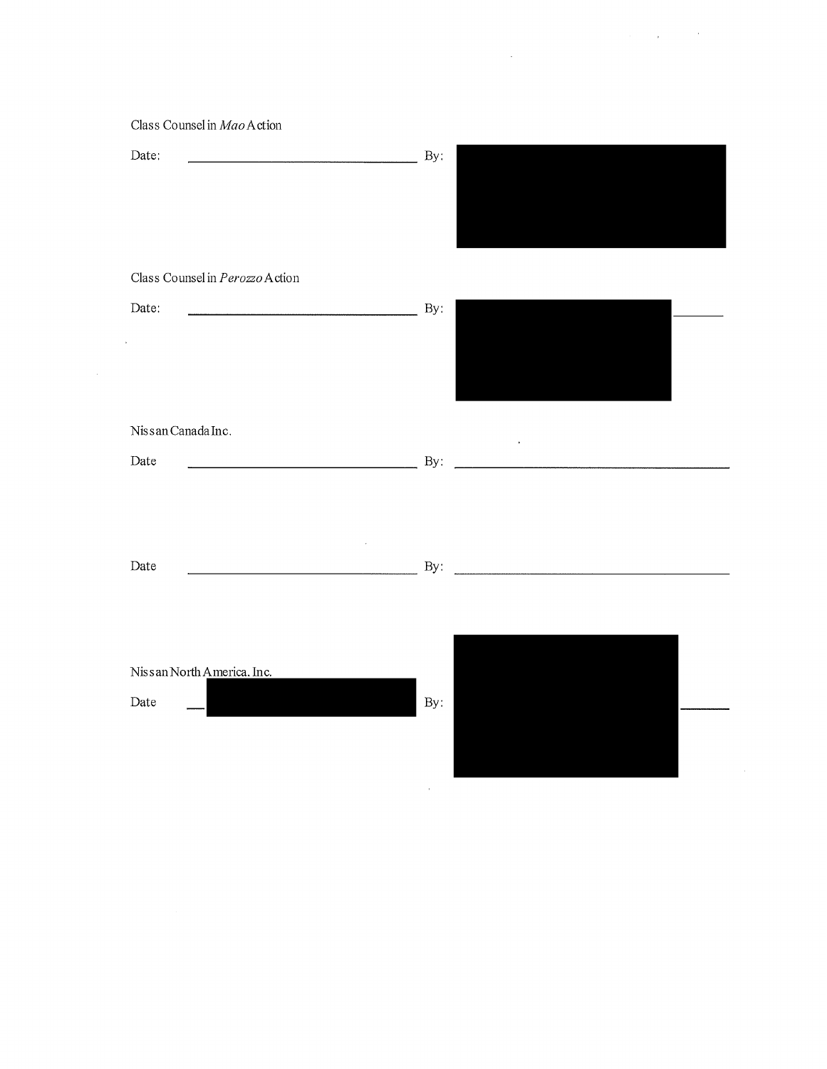Class Counsel in *Mao* Action

Date: ______________________________ By: 

Class Counsel in *Perozzo* Action

Date: ______________________________ By: 

Nissan Canada Inc.

Date ______________________________ By: ______________________________

Date ______________________________ By: ______________________________

Nissan North America. Inc.

Date By: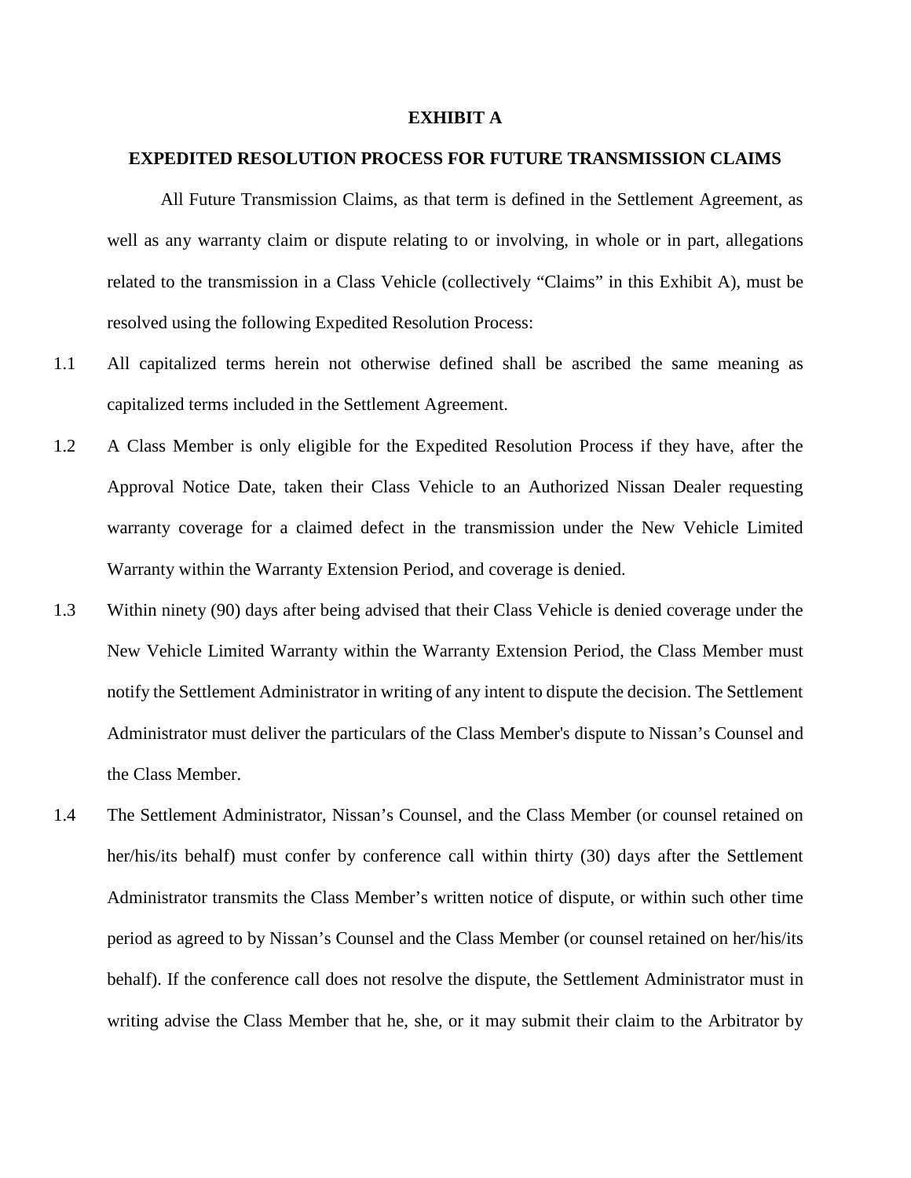# EXHIBIT A

## EXPEDITED RESOLUTION PROCESS FOR FUTURE TRANSMISSION CLAIMS

All Future Transmission Claims, as that term is defined in the Settlement Agreement, as well as any warranty claim or dispute relating to or involving, in whole or in part, allegations related to the transmission in a Class Vehicle (collectively "Claims" in this Exhibit A), must be resolved using the following Expedited Resolution Process:

1.1 All capitalized terms herein not otherwise defined shall be ascribed the same meaning as capitalized terms included in the Settlement Agreement.

1.2 A Class Member is only eligible for the Expedited Resolution Process if they have, after the Approval Notice Date, taken their Class Vehicle to an Authorized Nissan Dealer requesting warranty coverage for a claimed defect in the transmission under the New Vehicle Limited Warranty within the Warranty Extension Period, and coverage is denied.

1.3 Within ninety (90) days after being advised that their Class Vehicle is denied coverage under the New Vehicle Limited Warranty within the Warranty Extension Period, the Class Member must notify the Settlement Administrator in writing of any intent to dispute the decision. The Settlement Administrator must deliver the particulars of the Class Member's dispute to Nissan's Counsel and the Class Member.

1.4 The Settlement Administrator, Nissan's Counsel, and the Class Member (or counsel retained on her/his/its behalf) must confer by conference call within thirty (30) days after the Settlement Administrator transmits the Class Member's written notice of dispute, or within such other time period as agreed to by Nissan's Counsel and the Class Member (or counsel retained on her/his/its behalf). If the conference call does not resolve the dispute, the Settlement Administrator must in writing advise the Class Member that he, she, or it may submit their claim to the Arbitrator by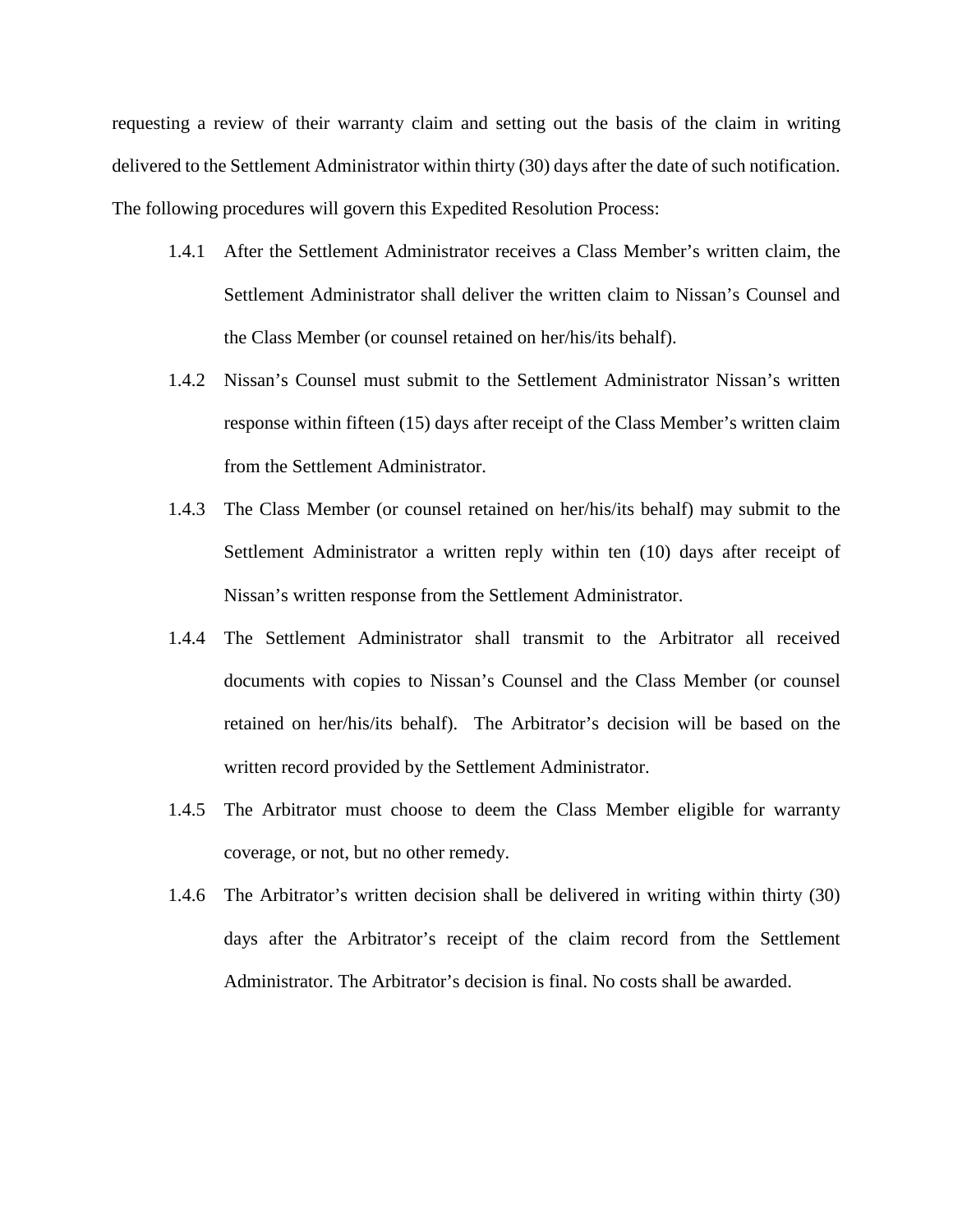requesting a review of their warranty claim and setting out the basis of the claim in writing delivered to the Settlement Administrator within thirty (30) days after the date of such notification. The following procedures will govern this Expedited Resolution Process:

1.4.1 After the Settlement Administrator receives a Class Member's written claim, the Settlement Administrator shall deliver the written claim to Nissan's Counsel and the Class Member (or counsel retained on her/his/its behalf).

1.4.2 Nissan's Counsel must submit to the Settlement Administrator Nissan's written response within fifteen (15) days after receipt of the Class Member's written claim from the Settlement Administrator.

1.4.3 The Class Member (or counsel retained on her/his/its behalf) may submit to the Settlement Administrator a written reply within ten (10) days after receipt of Nissan's written response from the Settlement Administrator.

1.4.4 The Settlement Administrator shall transmit to the Arbitrator all received documents with copies to Nissan's Counsel and the Class Member (or counsel retained on her/his/its behalf). The Arbitrator's decision will be based on the written record provided by the Settlement Administrator.

1.4.5 The Arbitrator must choose to deem the Class Member eligible for warranty coverage, or not, but no other remedy.

1.4.6 The Arbitrator's written decision shall be delivered in writing within thirty (30) days after the Arbitrator's receipt of the claim record from the Settlement Administrator. The Arbitrator's decision is final. No costs shall be awarded.